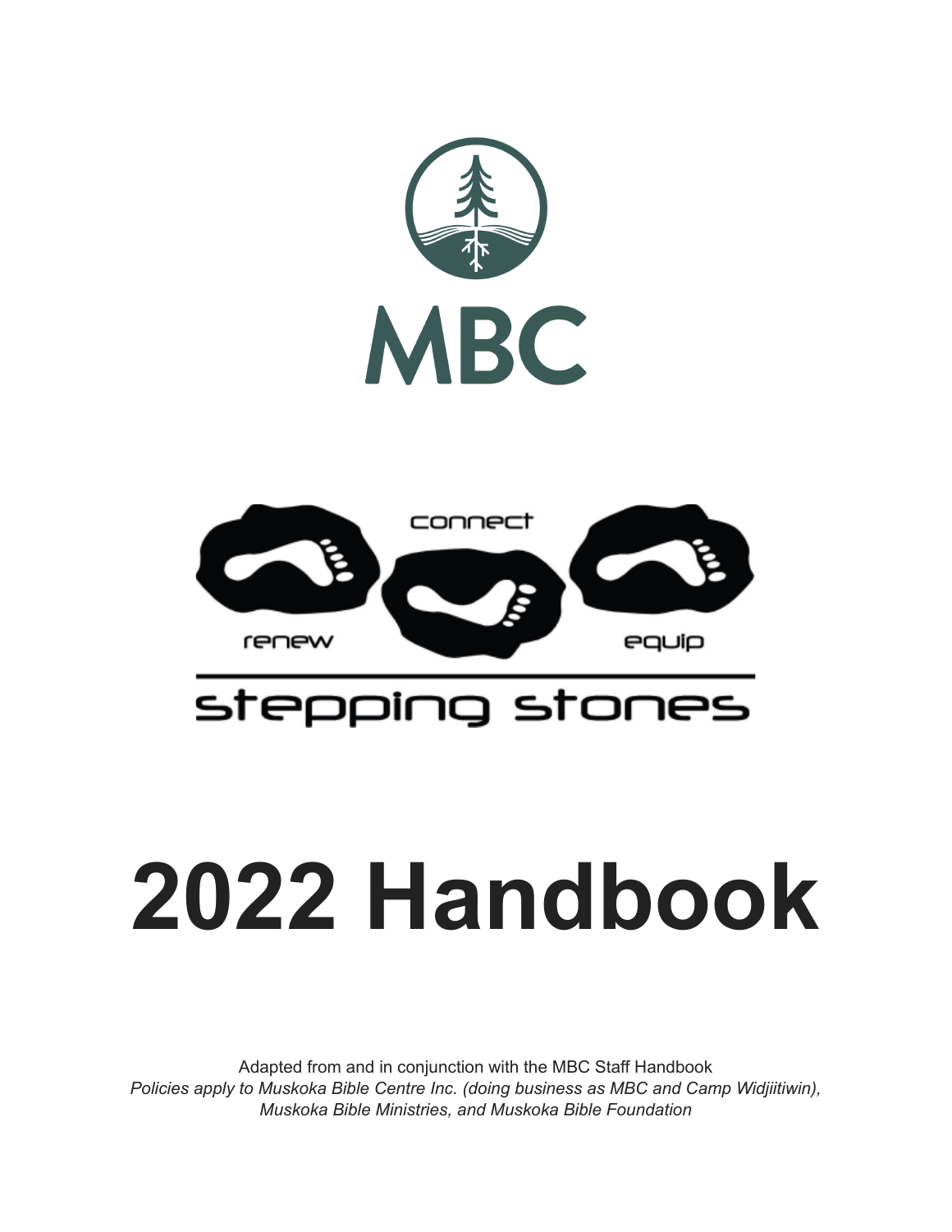MBC

connect

renew

equip

stepping stones

# 2022 Handbook

Adapted from and in conjunction with the MBC Staff Handbook

*Policies apply to Muskoka Bible Centre Inc. (doing business as MBC and Camp Widjiitiwin), Muskoka Bible Ministries, and Muskoka Bible Foundation*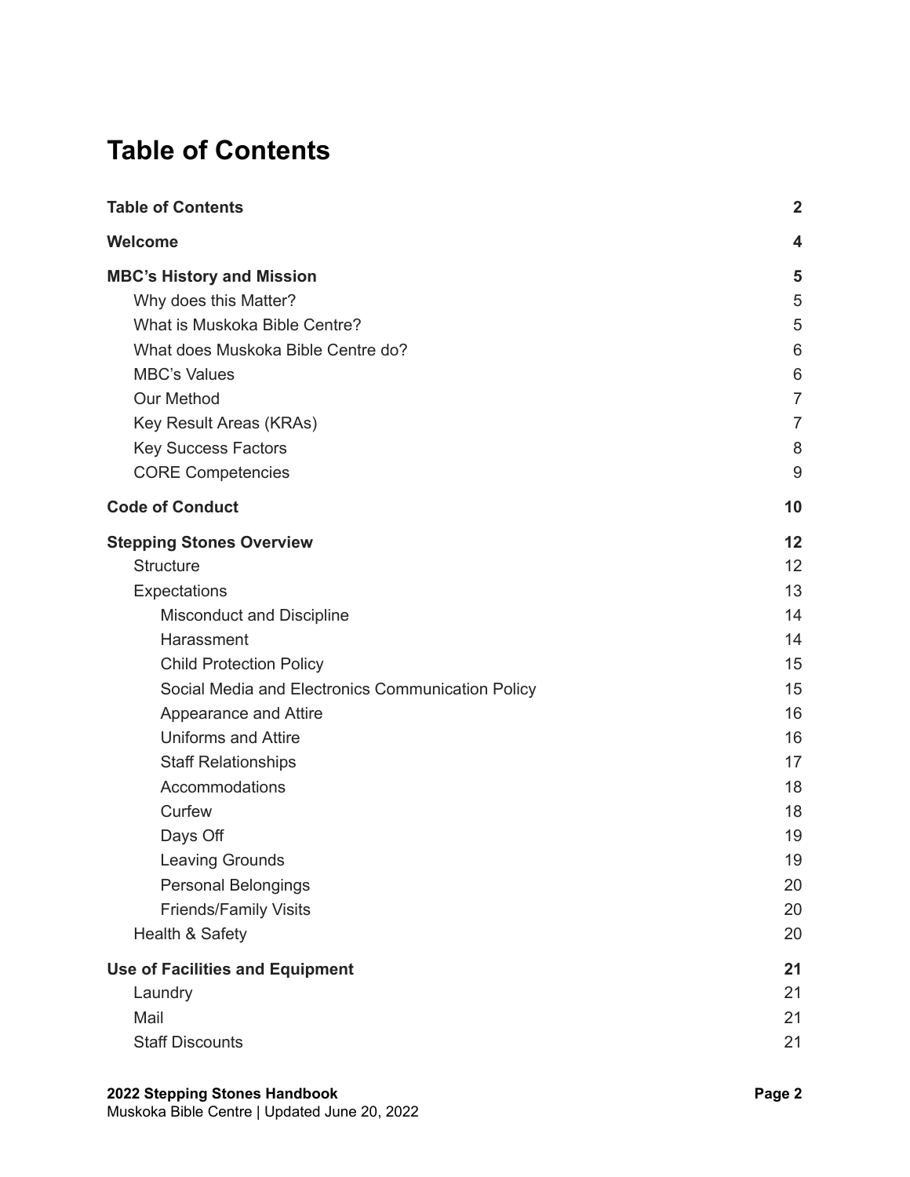# Table of Contents

| | |
|---|---|
| **Table of Contents** | **2** |
| **Welcome** | **4** |
| **MBC's History and Mission** | **5** |
| Why does this Matter? | 5 |
| What is Muskoka Bible Centre? | 5 |
| What does Muskoka Bible Centre do? | 6 |
| MBC's Values | 6 |
| Our Method | 7 |
| Key Result Areas (KRAs) | 7 |
| Key Success Factors | 8 |
| CORE Competencies | 9 |
| **Code of Conduct** | **10** |
| **Stepping Stones Overview** | **12** |
| Structure | 12 |
| Expectations | 13 |
| Misconduct and Discipline | 14 |
| Harassment | 14 |
| Child Protection Policy | 15 |
| Social Media and Electronics Communication Policy | 15 |
| Appearance and Attire | 16 |
| Uniforms and Attire | 16 |
| Staff Relationships | 17 |
| Accommodations | 18 |
| Curfew | 18 |
| Days Off | 19 |
| Leaving Grounds | 19 |
| Personal Belongings | 20 |
| Friends/Family Visits | 20 |
| Health & Safety | 20 |
| **Use of Facilities and Equipment** | **21** |
| Laundry | 21 |
| Mail | 21 |
| Staff Discounts | 21 |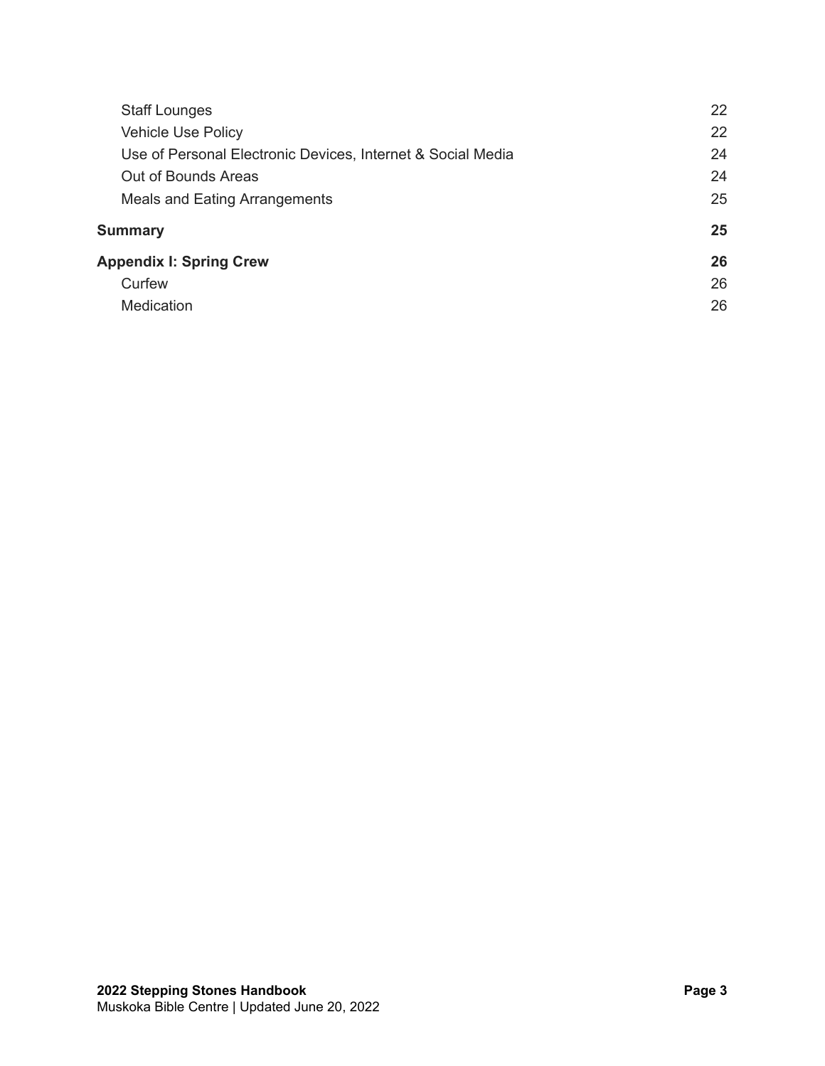- Staff Lounges 22
- Vehicle Use Policy 22
- Use of Personal Electronic Devices, Internet & Social Media 24
- Out of Bounds Areas 24
- Meals and Eating Arrangements 25

**Summary 25**

**Appendix I: Spring Crew 26**

- Curfew 26
- Medication 26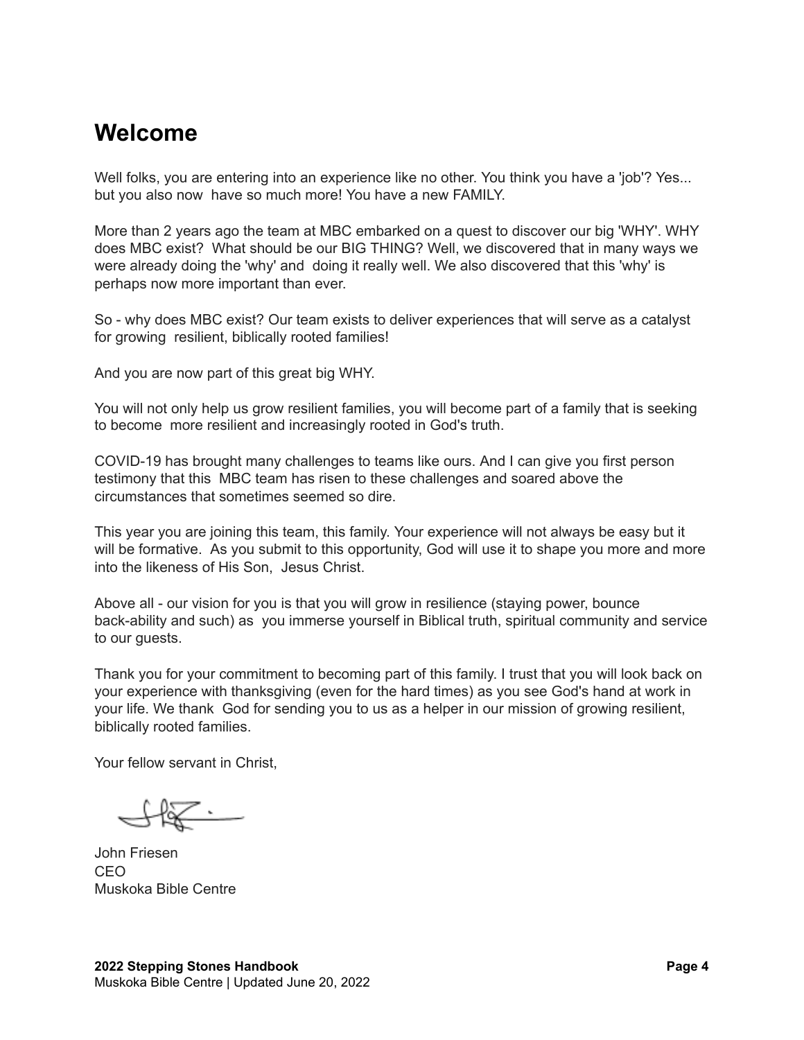# Welcome

Well folks, you are entering into an experience like no other. You think you have a 'job'? Yes... but you also now have so much more! You have a new FAMILY.

More than 2 years ago the team at MBC embarked on a quest to discover our big 'WHY'. WHY does MBC exist? What should be our BIG THING? Well, we discovered that in many ways we were already doing the 'why' and doing it really well. We also discovered that this 'why' is perhaps now more important than ever.

So - why does MBC exist? Our team exists to deliver experiences that will serve as a catalyst for growing resilient, biblically rooted families!

And you are now part of this great big WHY.

You will not only help us grow resilient families, you will become part of a family that is seeking to become more resilient and increasingly rooted in God's truth.

COVID-19 has brought many challenges to teams like ours. And I can give you first person testimony that this MBC team has risen to these challenges and soared above the circumstances that sometimes seemed so dire.

This year you are joining this team, this family. Your experience will not always be easy but it will be formative. As you submit to this opportunity, God will use it to shape you more and more into the likeness of His Son, Jesus Christ.

Above all - our vision for you is that you will grow in resilience (staying power, bounce back-ability and such) as you immerse yourself in Biblical truth, spiritual community and service to our guests.

Thank you for your commitment to becoming part of this family. I trust that you will look back on your experience with thanksgiving (even for the hard times) as you see God's hand at work in your life. We thank God for sending you to us as a helper in our mission of growing resilient, biblically rooted families.

Your fellow servant in Christ,

John Friesen
CEO
Muskoka Bible Centre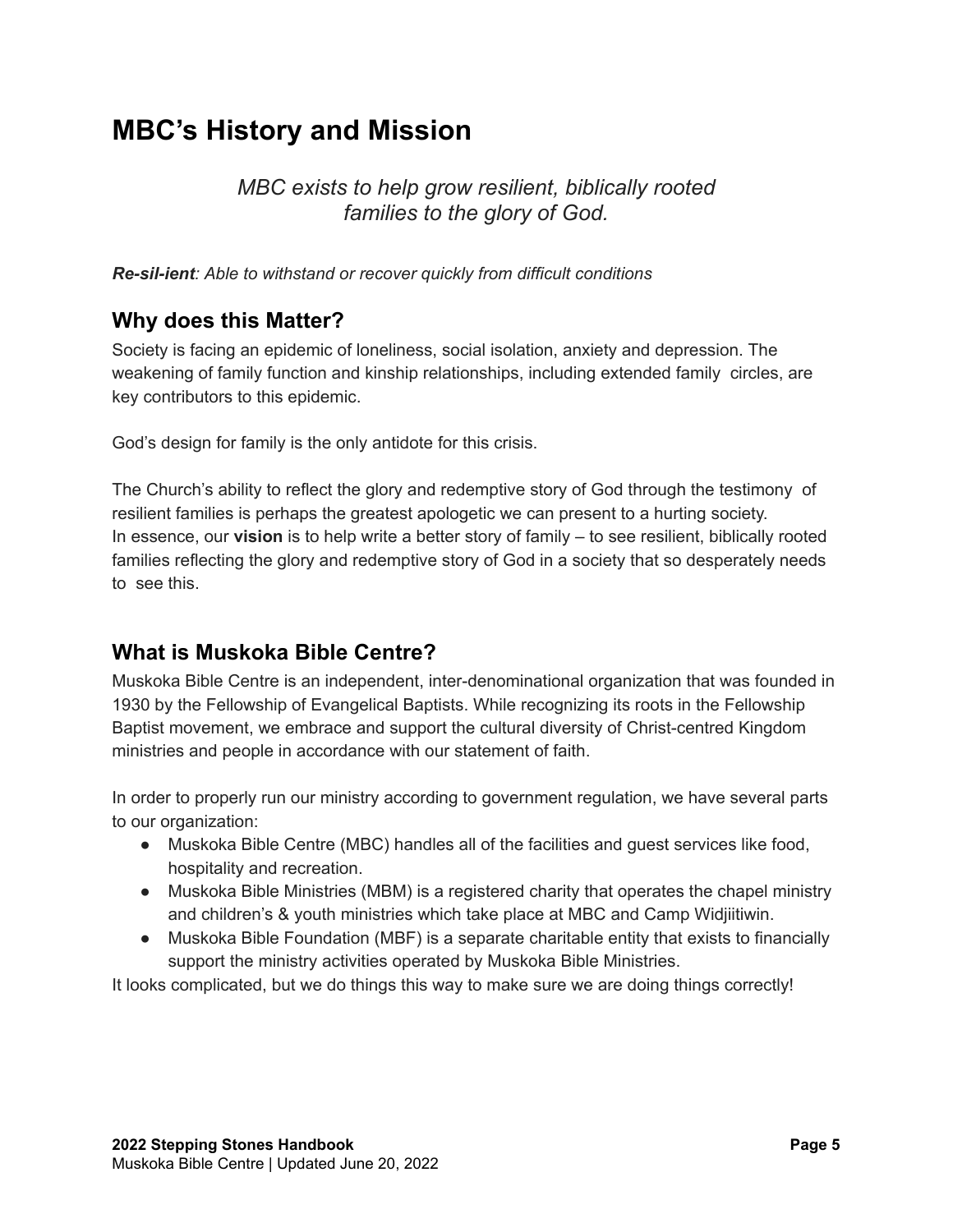# MBC's History and Mission

*MBC exists to help grow resilient, biblically rooted families to the glory of God.*

***Re-sil-ient**: Able to withstand or recover quickly from difficult conditions*

## Why does this Matter?

Society is facing an epidemic of loneliness, social isolation, anxiety and depression. The weakening of family function and kinship relationships, including extended family circles, are key contributors to this epidemic.

God's design for family is the only antidote for this crisis.

The Church's ability to reflect the glory and redemptive story of God through the testimony of resilient families is perhaps the greatest apologetic we can present to a hurting society. In essence, our **vision** is to help write a better story of family – to see resilient, biblically rooted families reflecting the glory and redemptive story of God in a society that so desperately needs to see this.

## What is Muskoka Bible Centre?

Muskoka Bible Centre is an independent, inter-denominational organization that was founded in 1930 by the Fellowship of Evangelical Baptists. While recognizing its roots in the Fellowship Baptist movement, we embrace and support the cultural diversity of Christ-centred Kingdom ministries and people in accordance with our statement of faith.

In order to properly run our ministry according to government regulation, we have several parts to our organization:

- Muskoka Bible Centre (MBC) handles all of the facilities and guest services like food, hospitality and recreation.
- Muskoka Bible Ministries (MBM) is a registered charity that operates the chapel ministry and children's & youth ministries which take place at MBC and Camp Widjiitiwin.
- Muskoka Bible Foundation (MBF) is a separate charitable entity that exists to financially support the ministry activities operated by Muskoka Bible Ministries.

It looks complicated, but we do things this way to make sure we are doing things correctly!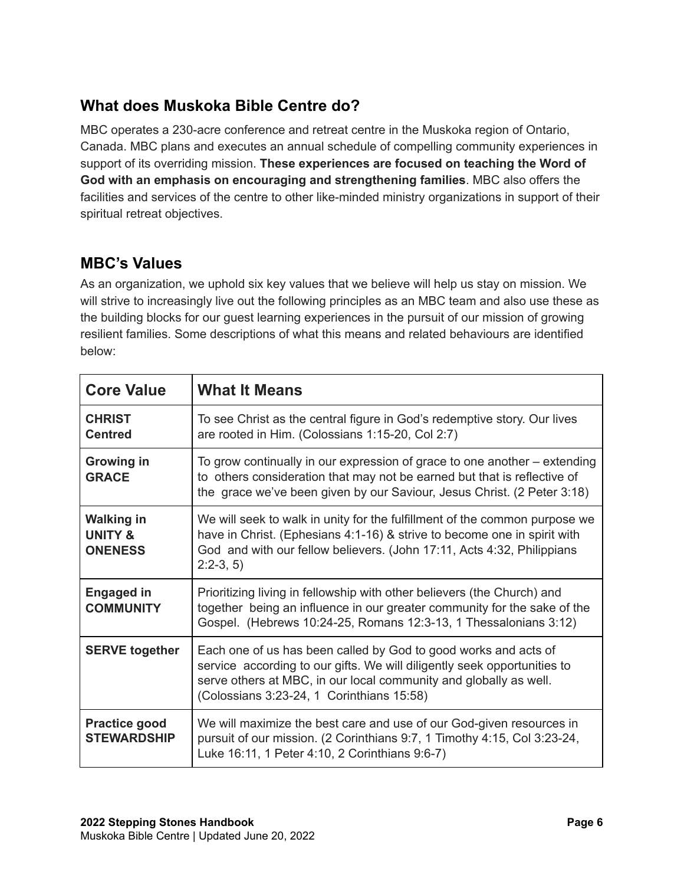## What does Muskoka Bible Centre do?

MBC operates a 230-acre conference and retreat centre in the Muskoka region of Ontario, Canada. MBC plans and executes an annual schedule of compelling community experiences in support of its overriding mission. **These experiences are focused on teaching the Word of God with an emphasis on encouraging and strengthening families**. MBC also offers the facilities and services of the centre to other like-minded ministry organizations in support of their spiritual retreat objectives.

## MBC's Values

As an organization, we uphold six key values that we believe will help us stay on mission. We will strive to increasingly live out the following principles as an MBC team and also use these as the building blocks for our guest learning experiences in the pursuit of our mission of growing resilient families. Some descriptions of what this means and related behaviours are identified below:

| Core Value | What It Means |
|---|---|
| **CHRIST Centred** | To see Christ as the central figure in God's redemptive story. Our lives are rooted in Him. (Colossians 1:15-20, Col 2:7) |
| **Growing in GRACE** | To grow continually in our expression of grace to one another – extending to others consideration that may not be earned but that is reflective of the grace we've been given by our Saviour, Jesus Christ. (2 Peter 3:18) |
| **Walking in UNITY & ONENESS** | We will seek to walk in unity for the fulfillment of the common purpose we have in Christ. (Ephesians 4:1-16) & strive to become one in spirit with God and with our fellow believers. (John 17:11, Acts 4:32, Philippians 2:2-3, 5) |
| **Engaged in COMMUNITY** | Prioritizing living in fellowship with other believers (the Church) and together being an influence in our greater community for the sake of the Gospel. (Hebrews 10:24-25, Romans 12:3-13, 1 Thessalonians 3:12) |
| **SERVE together** | Each one of us has been called by God to good works and acts of service according to our gifts. We will diligently seek opportunities to serve others at MBC, in our local community and globally as well. (Colossians 3:23-24, 1 Corinthians 15:58) |
| **Practice good STEWARDSHIP** | We will maximize the best care and use of our God-given resources in pursuit of our mission. (2 Corinthians 9:7, 1 Timothy 4:15, Col 3:23-24, Luke 16:11, 1 Peter 4:10, 2 Corinthians 9:6-7) |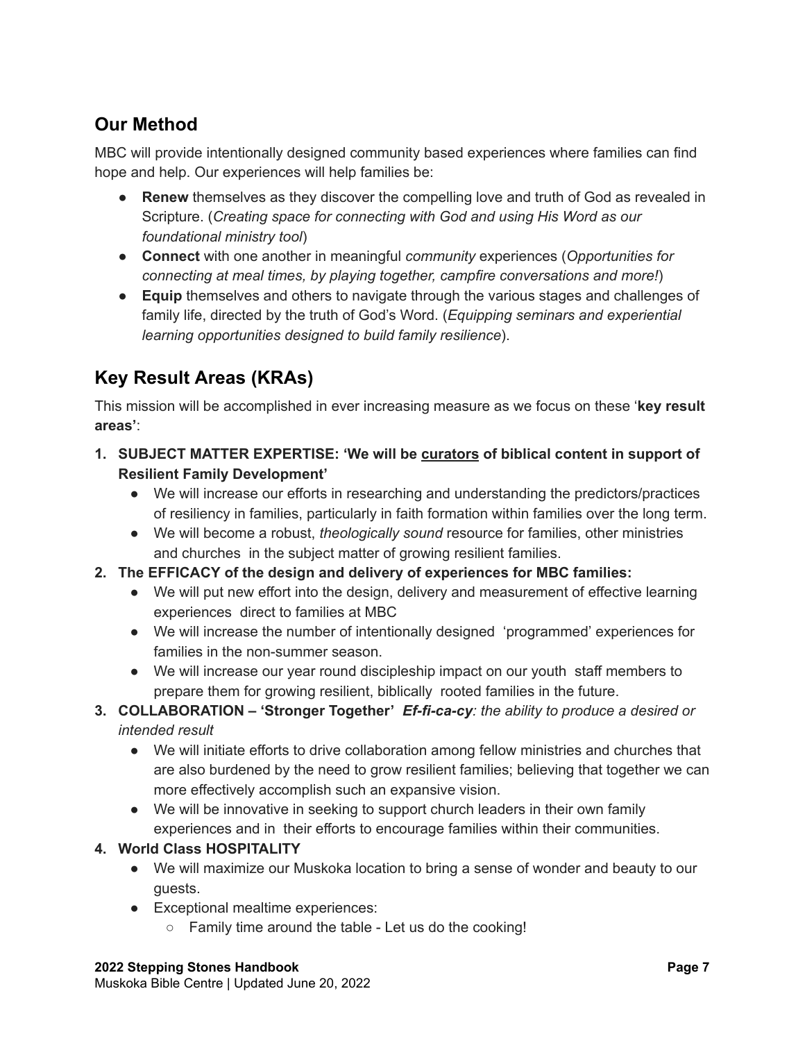## Our Method

MBC will provide intentionally designed community based experiences where families can find hope and help. Our experiences will help families be:

- **Renew** themselves as they discover the compelling love and truth of God as revealed in Scripture. (*Creating space for connecting with God and using His Word as our foundational ministry tool*)
- **Connect** with one another in meaningful *community* experiences (*Opportunities for connecting at meal times, by playing together, campfire conversations and more!*)
- **Equip** themselves and others to navigate through the various stages and challenges of family life, directed by the truth of God's Word. (*Equipping seminars and experiential learning opportunities designed to build family resilience*).

## Key Result Areas (KRAs)

This mission will be accomplished in ever increasing measure as we focus on these '**key result areas'**:

1. **SUBJECT MATTER EXPERTISE: 'We will be <u>curators</u> of biblical content in support of Resilient Family Development'**
   - We will increase our efforts in researching and understanding the predictors/practices of resiliency in families, particularly in faith formation within families over the long term.
   - We will become a robust, *theologically sound* resource for families, other ministries and churches in the subject matter of growing resilient families.
2. **The EFFICACY of the design and delivery of experiences for MBC families:**
   - We will put new effort into the design, delivery and measurement of effective learning experiences direct to families at MBC
   - We will increase the number of intentionally designed 'programmed' experiences for families in the non-summer season.
   - We will increase our year round discipleship impact on our youth staff members to prepare them for growing resilient, biblically rooted families in the future.
3. **COLLABORATION – 'Stronger Together'** ***Ef-fi-ca-cy****: the ability to produce a desired or intended result*
   - We will initiate efforts to drive collaboration among fellow ministries and churches that are also burdened by the need to grow resilient families; believing that together we can more effectively accomplish such an expansive vision.
   - We will be innovative in seeking to support church leaders in their own family experiences and in their efforts to encourage families within their communities.
4. **World Class HOSPITALITY**
   - We will maximize our Muskoka location to bring a sense of wonder and beauty to our guests.
   - Exceptional mealtime experiences:
     - Family time around the table - Let us do the cooking!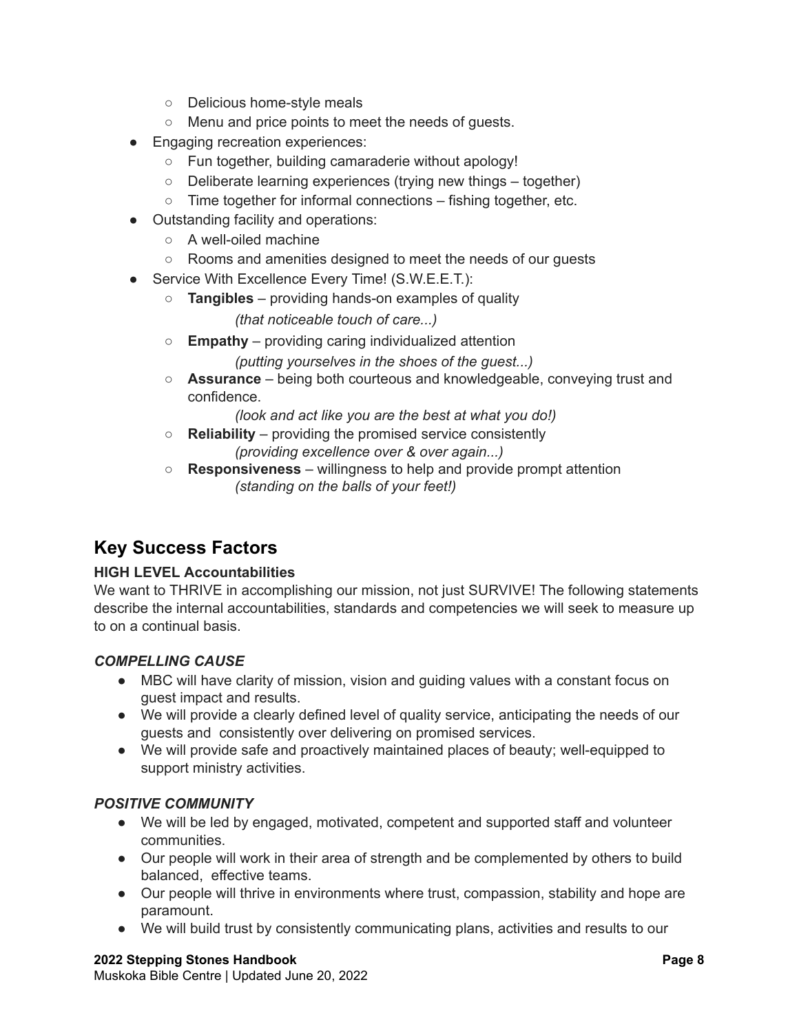- Delicious home-style meals
  - Menu and price points to meet the needs of guests.
- Engaging recreation experiences:
  - Fun together, building camaraderie without apology!
  - Deliberate learning experiences (trying new things – together)
  - Time together for informal connections – fishing together, etc.
- Outstanding facility and operations:
  - A well-oiled machine
  - Rooms and amenities designed to meet the needs of our guests
- Service With Excellence Every Time! (S.W.E.E.T.):
  - **Tangibles** – providing hands-on examples of quality
    *(that noticeable touch of care...)*
  - **Empathy** – providing caring individualized attention
    *(putting yourselves in the shoes of the guest...)*
  - **Assurance** – being both courteous and knowledgeable, conveying trust and confidence.
    *(look and act like you are the best at what you do!)*
  - **Reliability** – providing the promised service consistently
    *(providing excellence over & over again...)*
  - **Responsiveness** – willingness to help and provide prompt attention
    *(standing on the balls of your feet!)*

## Key Success Factors

**HIGH LEVEL Accountabilities**

We want to THRIVE in accomplishing our mission, not just SURVIVE! The following statements describe the internal accountabilities, standards and competencies we will seek to measure up to on a continual basis.

***COMPELLING CAUSE***

- MBC will have clarity of mission, vision and guiding values with a constant focus on guest impact and results.
- We will provide a clearly defined level of quality service, anticipating the needs of our guests and consistently over delivering on promised services.
- We will provide safe and proactively maintained places of beauty; well-equipped to support ministry activities.

***POSITIVE COMMUNITY***

- We will be led by engaged, motivated, competent and supported staff and volunteer communities.
- Our people will work in their area of strength and be complemented by others to build balanced, effective teams.
- Our people will thrive in environments where trust, compassion, stability and hope are paramount.
- We will build trust by consistently communicating plans, activities and results to our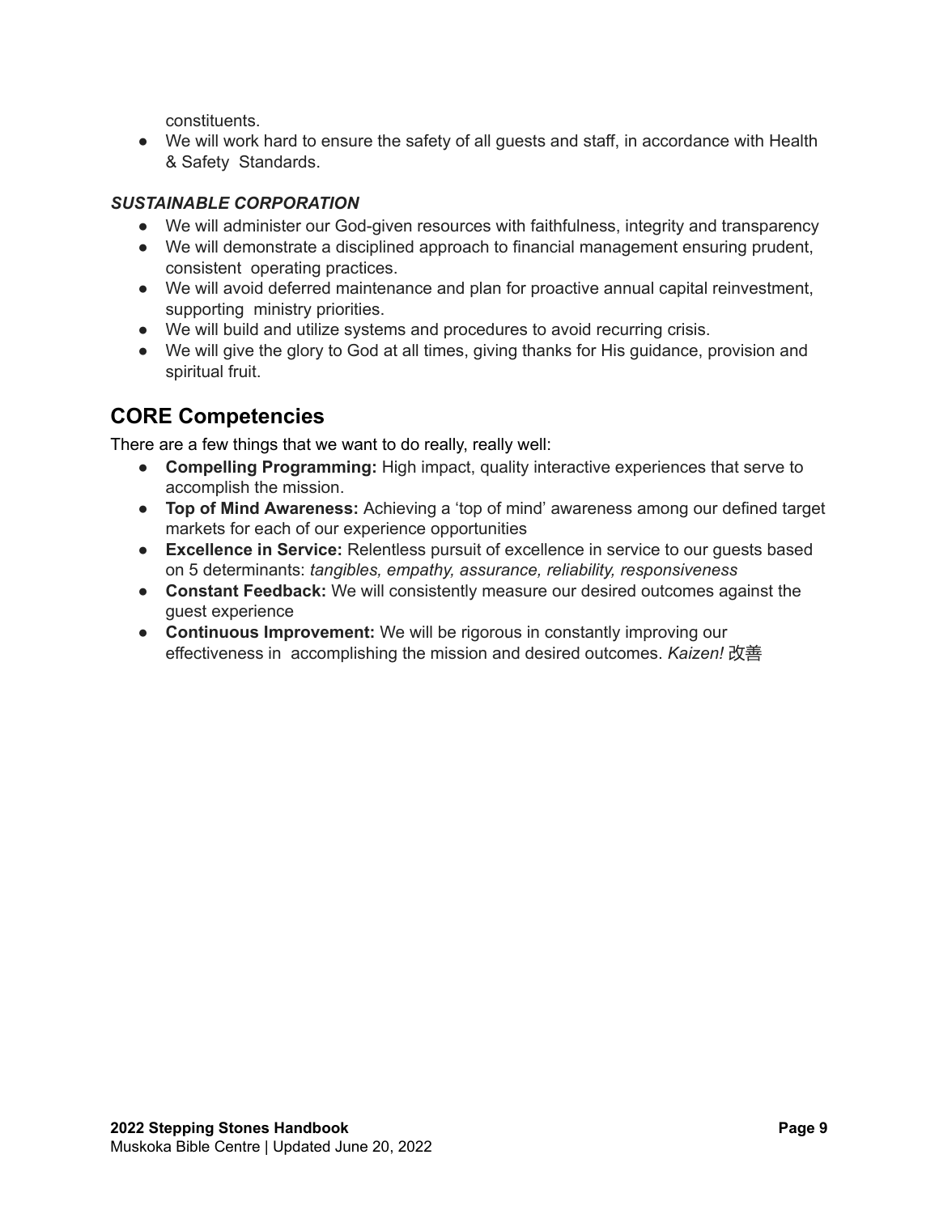constituents.

- We will work hard to ensure the safety of all guests and staff, in accordance with Health & Safety Standards.

***SUSTAINABLE CORPORATION***

- We will administer our God-given resources with faithfulness, integrity and transparency
- We will demonstrate a disciplined approach to financial management ensuring prudent, consistent operating practices.
- We will avoid deferred maintenance and plan for proactive annual capital reinvestment, supporting ministry priorities.
- We will build and utilize systems and procedures to avoid recurring crisis.
- We will give the glory to God at all times, giving thanks for His guidance, provision and spiritual fruit.

## CORE Competencies

There are a few things that we want to do really, really well:

- **Compelling Programming:** High impact, quality interactive experiences that serve to accomplish the mission.
- **Top of Mind Awareness:** Achieving a 'top of mind' awareness among our defined target markets for each of our experience opportunities
- **Excellence in Service:** Relentless pursuit of excellence in service to our guests based on 5 determinants: *tangibles, empathy, assurance, reliability, responsiveness*
- **Constant Feedback:** We will consistently measure our desired outcomes against the guest experience
- **Continuous Improvement:** We will be rigorous in constantly improving our effectiveness in accomplishing the mission and desired outcomes. *Kaizen!* 改善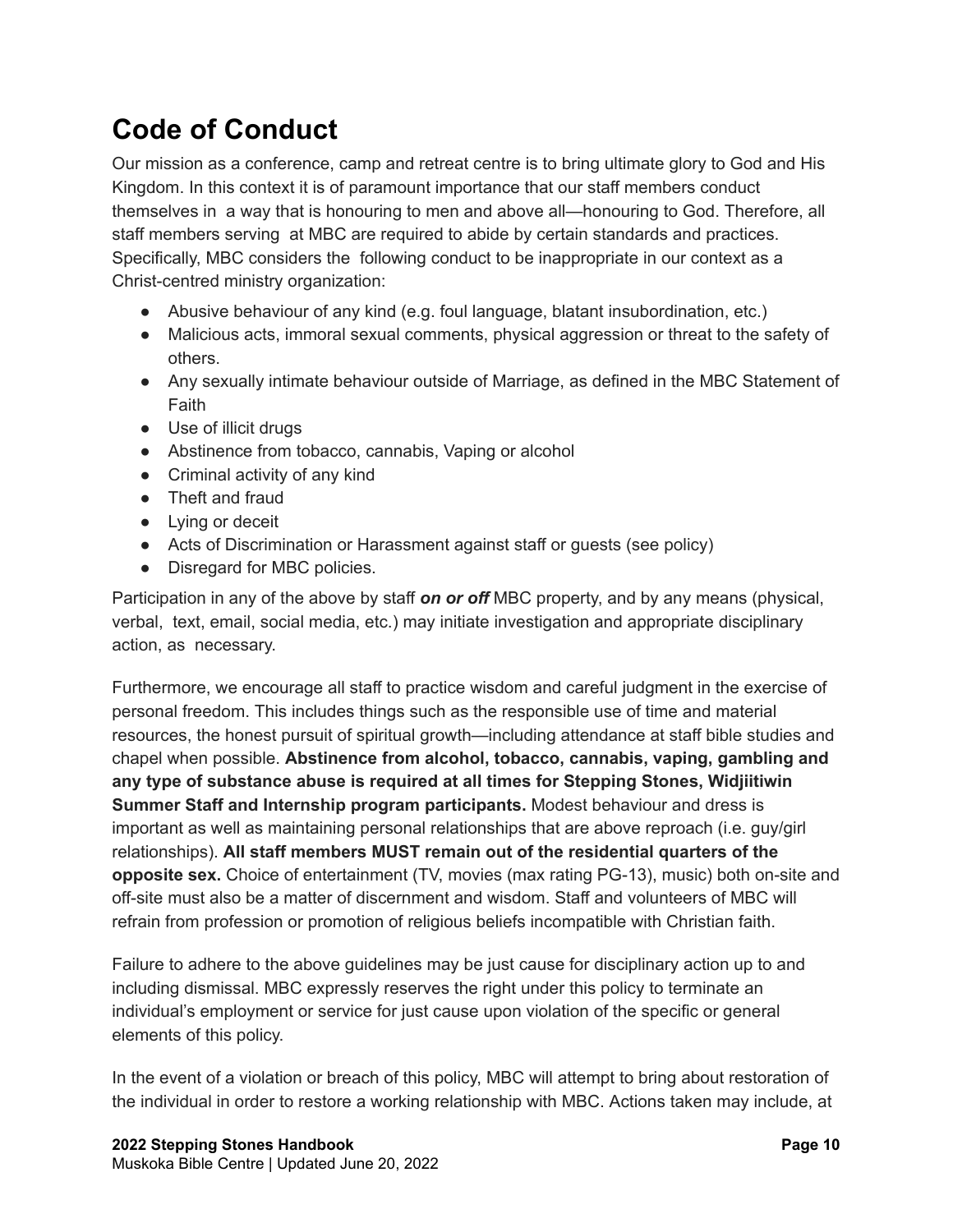# Code of Conduct

Our mission as a conference, camp and retreat centre is to bring ultimate glory to God and His Kingdom. In this context it is of paramount importance that our staff members conduct themselves in a way that is honouring to men and above all—honouring to God. Therefore, all staff members serving at MBC are required to abide by certain standards and practices. Specifically, MBC considers the following conduct to be inappropriate in our context as a Christ-centred ministry organization:

- Abusive behaviour of any kind (e.g. foul language, blatant insubordination, etc.)
- Malicious acts, immoral sexual comments, physical aggression or threat to the safety of others.
- Any sexually intimate behaviour outside of Marriage, as defined in the MBC Statement of Faith
- Use of illicit drugs
- Abstinence from tobacco, cannabis, Vaping or alcohol
- Criminal activity of any kind
- Theft and fraud
- Lying or deceit
- Acts of Discrimination or Harassment against staff or guests (see policy)
- Disregard for MBC policies.

Participation in any of the above by staff ***on or off*** MBC property, and by any means (physical, verbal, text, email, social media, etc.) may initiate investigation and appropriate disciplinary action, as necessary.

Furthermore, we encourage all staff to practice wisdom and careful judgment in the exercise of personal freedom. This includes things such as the responsible use of time and material resources, the honest pursuit of spiritual growth—including attendance at staff bible studies and chapel when possible. **Abstinence from alcohol, tobacco, cannabis, vaping, gambling and any type of substance abuse is required at all times for Stepping Stones, Widjiitiwin Summer Staff and Internship program participants.** Modest behaviour and dress is important as well as maintaining personal relationships that are above reproach (i.e. guy/girl relationships). **All staff members MUST remain out of the residential quarters of the opposite sex.** Choice of entertainment (TV, movies (max rating PG-13), music) both on-site and off-site must also be a matter of discernment and wisdom. Staff and volunteers of MBC will refrain from profession or promotion of religious beliefs incompatible with Christian faith.

Failure to adhere to the above guidelines may be just cause for disciplinary action up to and including dismissal. MBC expressly reserves the right under this policy to terminate an individual's employment or service for just cause upon violation of the specific or general elements of this policy.

In the event of a violation or breach of this policy, MBC will attempt to bring about restoration of the individual in order to restore a working relationship with MBC. Actions taken may include, at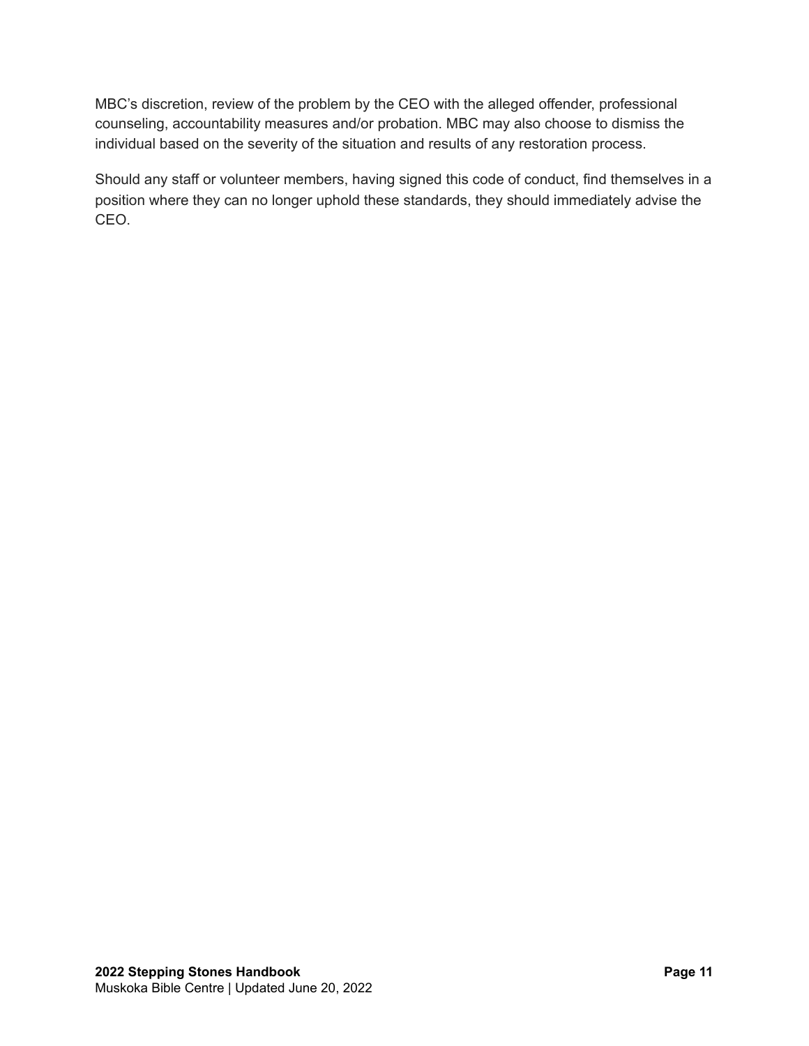MBC's discretion, review of the problem by the CEO with the alleged offender, professional counseling, accountability measures and/or probation. MBC may also choose to dismiss the individual based on the severity of the situation and results of any restoration process.

Should any staff or volunteer members, having signed this code of conduct, find themselves in a position where they can no longer uphold these standards, they should immediately advise the CEO.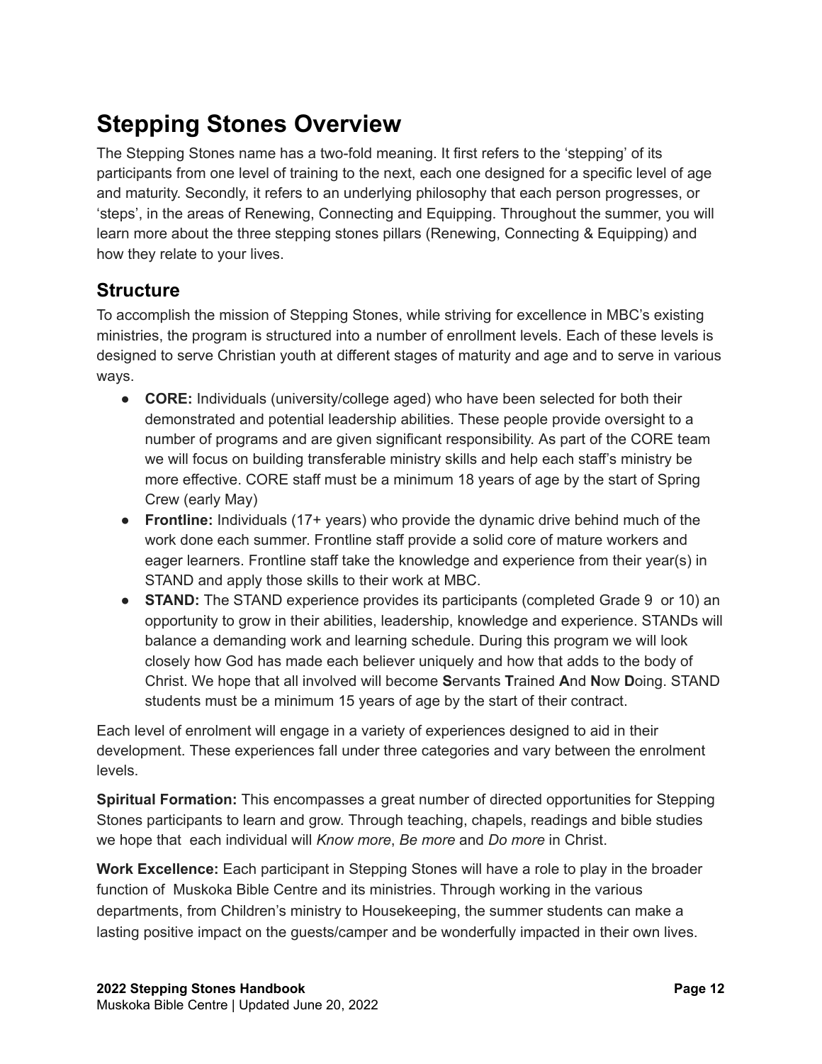# Stepping Stones Overview

The Stepping Stones name has a two-fold meaning. It first refers to the 'stepping' of its participants from one level of training to the next, each one designed for a specific level of age and maturity. Secondly, it refers to an underlying philosophy that each person progresses, or 'steps', in the areas of Renewing, Connecting and Equipping. Throughout the summer, you will learn more about the three stepping stones pillars (Renewing, Connecting & Equipping) and how they relate to your lives.

## Structure

To accomplish the mission of Stepping Stones, while striving for excellence in MBC's existing ministries, the program is structured into a number of enrollment levels. Each of these levels is designed to serve Christian youth at different stages of maturity and age and to serve in various ways.

- **CORE:** Individuals (university/college aged) who have been selected for both their demonstrated and potential leadership abilities. These people provide oversight to a number of programs and are given significant responsibility. As part of the CORE team we will focus on building transferable ministry skills and help each staff's ministry be more effective. CORE staff must be a minimum 18 years of age by the start of Spring Crew (early May)
- **Frontline:** Individuals (17+ years) who provide the dynamic drive behind much of the work done each summer. Frontline staff provide a solid core of mature workers and eager learners. Frontline staff take the knowledge and experience from their year(s) in STAND and apply those skills to their work at MBC.
- **STAND:** The STAND experience provides its participants (completed Grade 9 or 10) an opportunity to grow in their abilities, leadership, knowledge and experience. STANDs will balance a demanding work and learning schedule. During this program we will look closely how God has made each believer uniquely and how that adds to the body of Christ. We hope that all involved will become **S**ervants **T**rained **A**nd **N**ow **D**oing. STAND students must be a minimum 15 years of age by the start of their contract.

Each level of enrolment will engage in a variety of experiences designed to aid in their development. These experiences fall under three categories and vary between the enrolment levels.

**Spiritual Formation:** This encompasses a great number of directed opportunities for Stepping Stones participants to learn and grow. Through teaching, chapels, readings and bible studies we hope that each individual will *Know more*, *Be more* and *Do more* in Christ.

**Work Excellence:** Each participant in Stepping Stones will have a role to play in the broader function of Muskoka Bible Centre and its ministries. Through working in the various departments, from Children's ministry to Housekeeping, the summer students can make a lasting positive impact on the guests/camper and be wonderfully impacted in their own lives.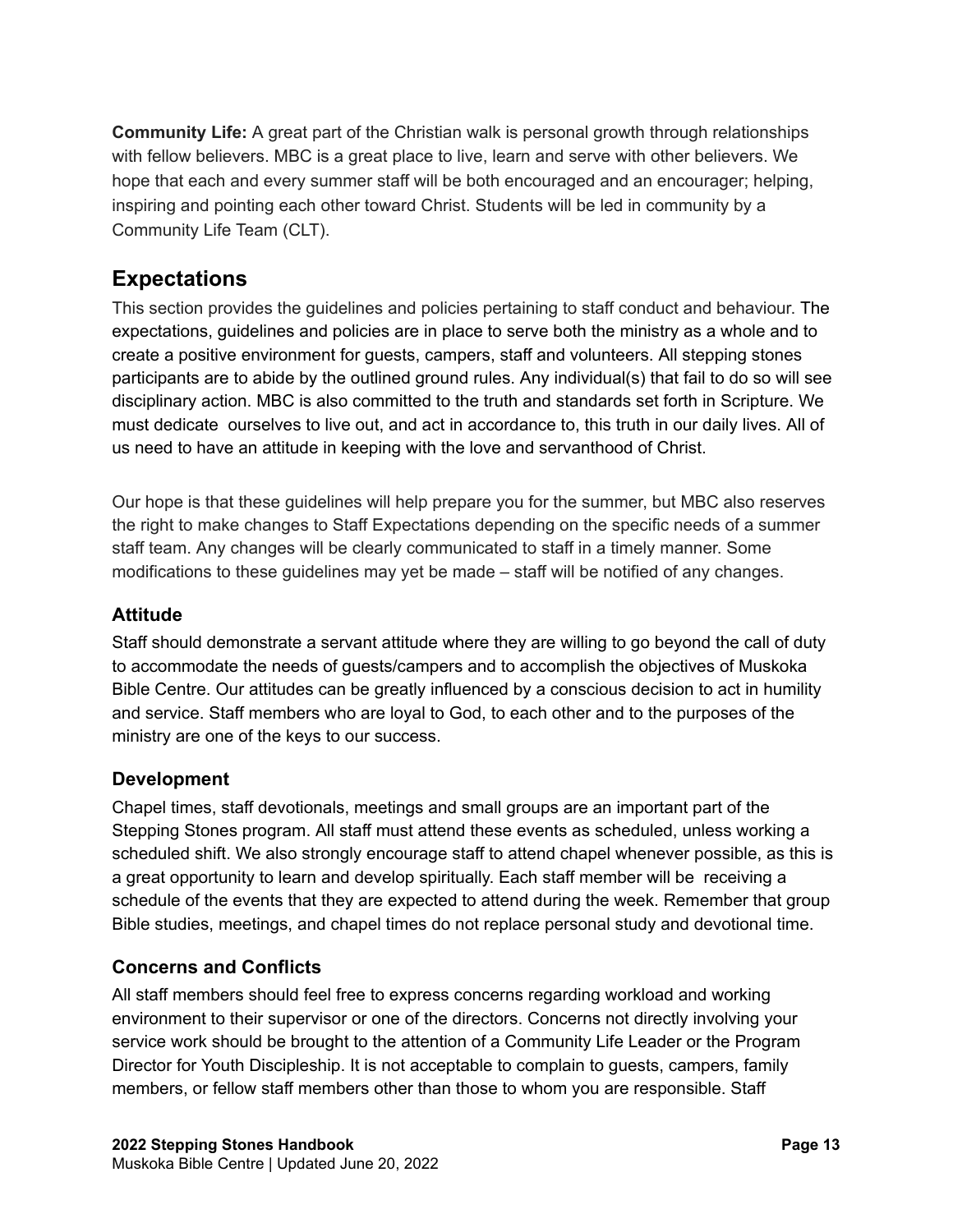**Community Life:** A great part of the Christian walk is personal growth through relationships with fellow believers. MBC is a great place to live, learn and serve with other believers. We hope that each and every summer staff will be both encouraged and an encourager; helping, inspiring and pointing each other toward Christ. Students will be led in community by a Community Life Team (CLT).

## Expectations

This section provides the guidelines and policies pertaining to staff conduct and behaviour. The expectations, guidelines and policies are in place to serve both the ministry as a whole and to create a positive environment for guests, campers, staff and volunteers. All stepping stones participants are to abide by the outlined ground rules. Any individual(s) that fail to do so will see disciplinary action. MBC is also committed to the truth and standards set forth in Scripture. We must dedicate ourselves to live out, and act in accordance to, this truth in our daily lives. All of us need to have an attitude in keeping with the love and servanthood of Christ.

Our hope is that these guidelines will help prepare you for the summer, but MBC also reserves the right to make changes to Staff Expectations depending on the specific needs of a summer staff team. Any changes will be clearly communicated to staff in a timely manner. Some modifications to these guidelines may yet be made – staff will be notified of any changes.

### Attitude

Staff should demonstrate a servant attitude where they are willing to go beyond the call of duty to accommodate the needs of guests/campers and to accomplish the objectives of Muskoka Bible Centre. Our attitudes can be greatly influenced by a conscious decision to act in humility and service. Staff members who are loyal to God, to each other and to the purposes of the ministry are one of the keys to our success.

### Development

Chapel times, staff devotionals, meetings and small groups are an important part of the Stepping Stones program. All staff must attend these events as scheduled, unless working a scheduled shift. We also strongly encourage staff to attend chapel whenever possible, as this is a great opportunity to learn and develop spiritually. Each staff member will be receiving a schedule of the events that they are expected to attend during the week. Remember that group Bible studies, meetings, and chapel times do not replace personal study and devotional time.

### Concerns and Conflicts

All staff members should feel free to express concerns regarding workload and working environment to their supervisor or one of the directors. Concerns not directly involving your service work should be brought to the attention of a Community Life Leader or the Program Director for Youth Discipleship. It is not acceptable to complain to guests, campers, family members, or fellow staff members other than those to whom you are responsible. Staff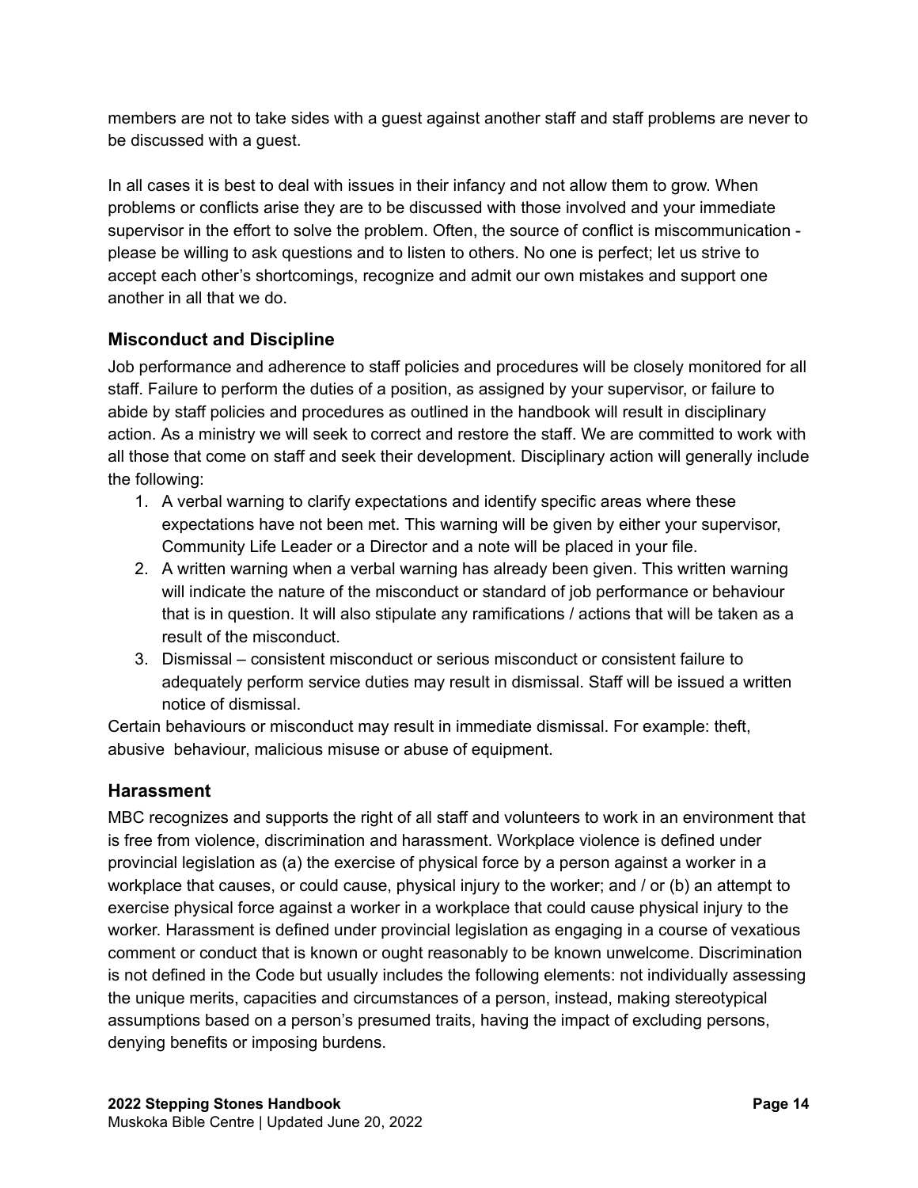members are not to take sides with a guest against another staff and staff problems are never to be discussed with a guest.

In all cases it is best to deal with issues in their infancy and not allow them to grow. When problems or conflicts arise they are to be discussed with those involved and your immediate supervisor in the effort to solve the problem. Often, the source of conflict is miscommunication - please be willing to ask questions and to listen to others. No one is perfect; let us strive to accept each other's shortcomings, recognize and admit our own mistakes and support one another in all that we do.

## Misconduct and Discipline

Job performance and adherence to staff policies and procedures will be closely monitored for all staff. Failure to perform the duties of a position, as assigned by your supervisor, or failure to abide by staff policies and procedures as outlined in the handbook will result in disciplinary action. As a ministry we will seek to correct and restore the staff. We are committed to work with all those that come on staff and seek their development. Disciplinary action will generally include the following:

1. A verbal warning to clarify expectations and identify specific areas where these expectations have not been met. This warning will be given by either your supervisor, Community Life Leader or a Director and a note will be placed in your file.
2. A written warning when a verbal warning has already been given. This written warning will indicate the nature of the misconduct or standard of job performance or behaviour that is in question. It will also stipulate any ramifications / actions that will be taken as a result of the misconduct.
3. Dismissal – consistent misconduct or serious misconduct or consistent failure to adequately perform service duties may result in dismissal. Staff will be issued a written notice of dismissal.

Certain behaviours or misconduct may result in immediate dismissal. For example: theft, abusive behaviour, malicious misuse or abuse of equipment.

## Harassment

MBC recognizes and supports the right of all staff and volunteers to work in an environment that is free from violence, discrimination and harassment. Workplace violence is defined under provincial legislation as (a) the exercise of physical force by a person against a worker in a workplace that causes, or could cause, physical injury to the worker; and / or (b) an attempt to exercise physical force against a worker in a workplace that could cause physical injury to the worker. Harassment is defined under provincial legislation as engaging in a course of vexatious comment or conduct that is known or ought reasonably to be known unwelcome. Discrimination is not defined in the Code but usually includes the following elements: not individually assessing the unique merits, capacities and circumstances of a person, instead, making stereotypical assumptions based on a person's presumed traits, having the impact of excluding persons, denying benefits or imposing burdens.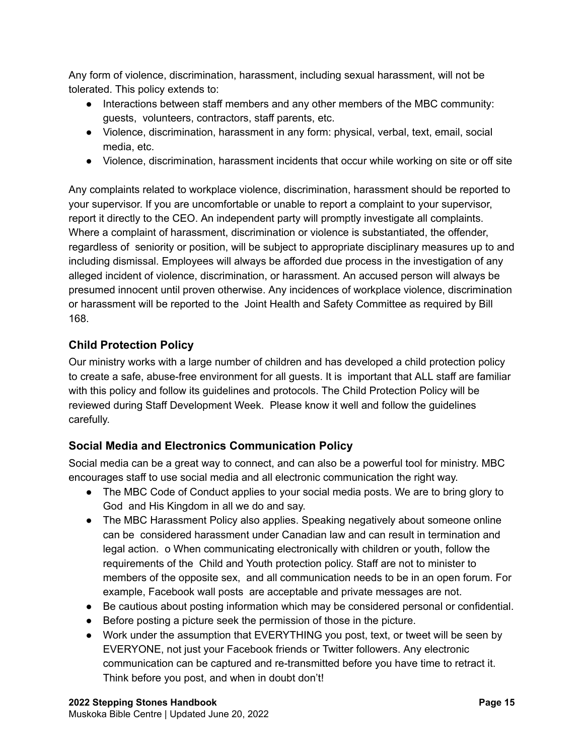Any form of violence, discrimination, harassment, including sexual harassment, will not be tolerated. This policy extends to:

- Interactions between staff members and any other members of the MBC community: guests, volunteers, contractors, staff parents, etc.
- Violence, discrimination, harassment in any form: physical, verbal, text, email, social media, etc.
- Violence, discrimination, harassment incidents that occur while working on site or off site

Any complaints related to workplace violence, discrimination, harassment should be reported to your supervisor. If you are uncomfortable or unable to report a complaint to your supervisor, report it directly to the CEO. An independent party will promptly investigate all complaints. Where a complaint of harassment, discrimination or violence is substantiated, the offender, regardless of seniority or position, will be subject to appropriate disciplinary measures up to and including dismissal. Employees will always be afforded due process in the investigation of any alleged incident of violence, discrimination, or harassment. An accused person will always be presumed innocent until proven otherwise. Any incidences of workplace violence, discrimination or harassment will be reported to the Joint Health and Safety Committee as required by Bill 168.

### Child Protection Policy

Our ministry works with a large number of children and has developed a child protection policy to create a safe, abuse-free environment for all guests. It is important that ALL staff are familiar with this policy and follow its guidelines and protocols. The Child Protection Policy will be reviewed during Staff Development Week. Please know it well and follow the guidelines carefully.

### Social Media and Electronics Communication Policy

Social media can be a great way to connect, and can also be a powerful tool for ministry. MBC encourages staff to use social media and all electronic communication the right way.

- The MBC Code of Conduct applies to your social media posts. We are to bring glory to God and His Kingdom in all we do and say.
- The MBC Harassment Policy also applies. Speaking negatively about someone online can be considered harassment under Canadian law and can result in termination and legal action. o When communicating electronically with children or youth, follow the requirements of the Child and Youth protection policy. Staff are not to minister to members of the opposite sex, and all communication needs to be in an open forum. For example, Facebook wall posts are acceptable and private messages are not.
- Be cautious about posting information which may be considered personal or confidential.
- Before posting a picture seek the permission of those in the picture.
- Work under the assumption that EVERYTHING you post, text, or tweet will be seen by EVERYONE, not just your Facebook friends or Twitter followers. Any electronic communication can be captured and re-transmitted before you have time to retract it. Think before you post, and when in doubt don't!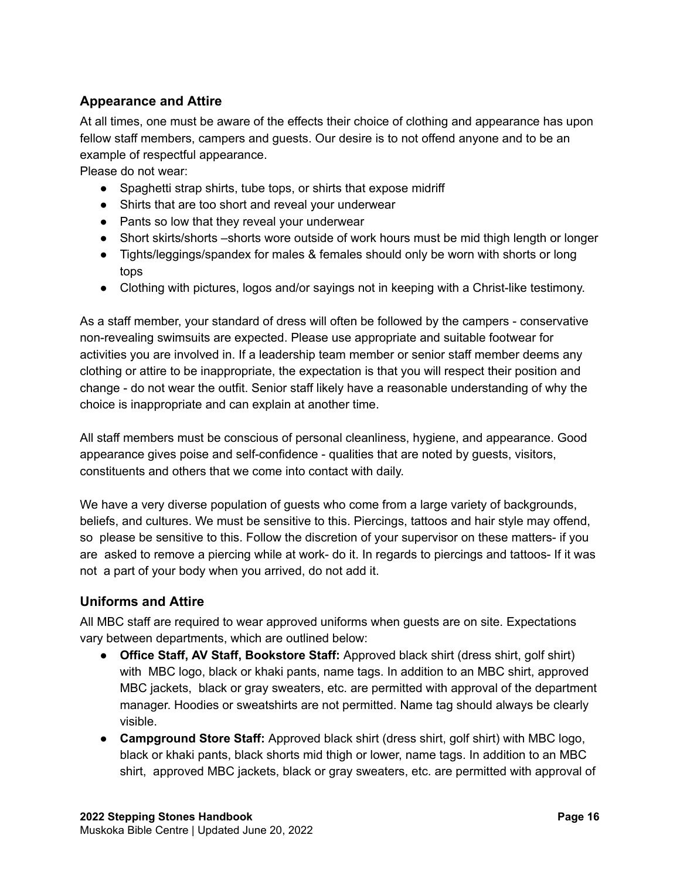## Appearance and Attire

At all times, one must be aware of the effects their choice of clothing and appearance has upon fellow staff members, campers and guests. Our desire is to not offend anyone and to be an example of respectful appearance.

Please do not wear:

- Spaghetti strap shirts, tube tops, or shirts that expose midriff
- Shirts that are too short and reveal your underwear
- Pants so low that they reveal your underwear
- Short skirts/shorts –shorts wore outside of work hours must be mid thigh length or longer
- Tights/leggings/spandex for males & females should only be worn with shorts or long tops
- Clothing with pictures, logos and/or sayings not in keeping with a Christ-like testimony.

As a staff member, your standard of dress will often be followed by the campers - conservative non-revealing swimsuits are expected. Please use appropriate and suitable footwear for activities you are involved in. If a leadership team member or senior staff member deems any clothing or attire to be inappropriate, the expectation is that you will respect their position and change - do not wear the outfit. Senior staff likely have a reasonable understanding of why the choice is inappropriate and can explain at another time.

All staff members must be conscious of personal cleanliness, hygiene, and appearance. Good appearance gives poise and self-confidence - qualities that are noted by guests, visitors, constituents and others that we come into contact with daily.

We have a very diverse population of guests who come from a large variety of backgrounds, beliefs, and cultures. We must be sensitive to this. Piercings, tattoos and hair style may offend, so please be sensitive to this. Follow the discretion of your supervisor on these matters- if you are asked to remove a piercing while at work- do it. In regards to piercings and tattoos- If it was not a part of your body when you arrived, do not add it.

## Uniforms and Attire

All MBC staff are required to wear approved uniforms when guests are on site. Expectations vary between departments, which are outlined below:

- **Office Staff, AV Staff, Bookstore Staff:** Approved black shirt (dress shirt, golf shirt) with MBC logo, black or khaki pants, name tags. In addition to an MBC shirt, approved MBC jackets, black or gray sweaters, etc. are permitted with approval of the department manager. Hoodies or sweatshirts are not permitted. Name tag should always be clearly visible.
- **Campground Store Staff:** Approved black shirt (dress shirt, golf shirt) with MBC logo, black or khaki pants, black shorts mid thigh or lower, name tags. In addition to an MBC shirt, approved MBC jackets, black or gray sweaters, etc. are permitted with approval of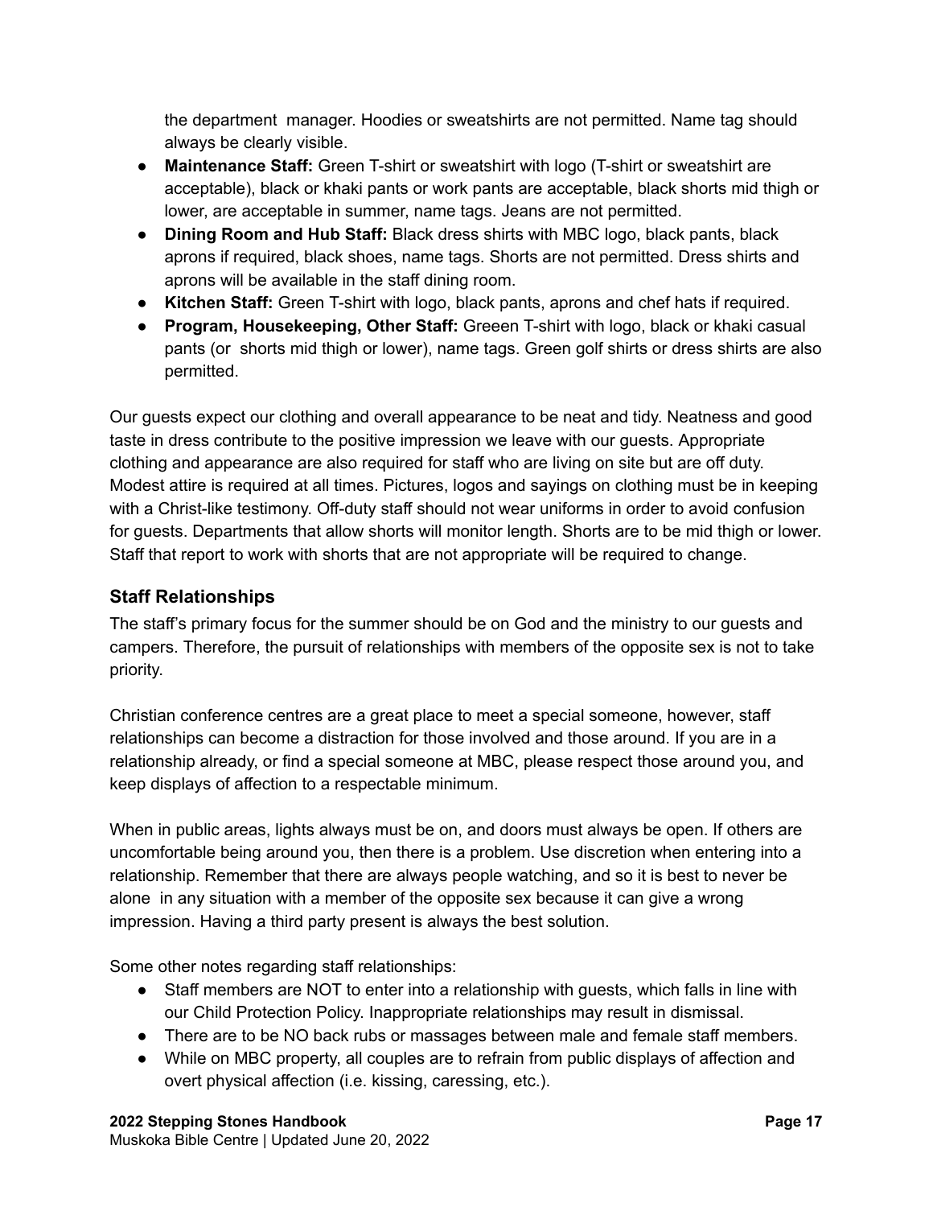the department  manager. Hoodies or sweatshirts are not permitted. Name tag should always be clearly visible.

- **Maintenance Staff:** Green T-shirt or sweatshirt with logo (T-shirt or sweatshirt are acceptable), black or khaki pants or work pants are acceptable, black shorts mid thigh or lower, are acceptable in summer, name tags. Jeans are not permitted.
- **Dining Room and Hub Staff:** Black dress shirts with MBC logo, black pants, black aprons if required, black shoes, name tags. Shorts are not permitted. Dress shirts and aprons will be available in the staff dining room.
- **Kitchen Staff:** Green T-shirt with logo, black pants, aprons and chef hats if required.
- **Program, Housekeeping, Other Staff:** Greeen T-shirt with logo, black or khaki casual pants (or  shorts mid thigh or lower), name tags. Green golf shirts or dress shirts are also permitted.

Our guests expect our clothing and overall appearance to be neat and tidy. Neatness and good taste in dress contribute to the positive impression we leave with our guests. Appropriate clothing and appearance are also required for staff who are living on site but are off duty. Modest attire is required at all times. Pictures, logos and sayings on clothing must be in keeping with a Christ-like testimony. Off-duty staff should not wear uniforms in order to avoid confusion for guests. Departments that allow shorts will monitor length. Shorts are to be mid thigh or lower. Staff that report to work with shorts that are not appropriate will be required to change.

## Staff Relationships

The staff's primary focus for the summer should be on God and the ministry to our guests and campers. Therefore, the pursuit of relationships with members of the opposite sex is not to take priority.

Christian conference centres are a great place to meet a special someone, however, staff relationships can become a distraction for those involved and those around. If you are in a relationship already, or find a special someone at MBC, please respect those around you, and keep displays of affection to a respectable minimum.

When in public areas, lights always must be on, and doors must always be open. If others are uncomfortable being around you, then there is a problem. Use discretion when entering into a relationship. Remember that there are always people watching, and so it is best to never be alone  in any situation with a member of the opposite sex because it can give a wrong impression. Having a third party present is always the best solution.

Some other notes regarding staff relationships:

- Staff members are NOT to enter into a relationship with guests, which falls in line with our Child Protection Policy. Inappropriate relationships may result in dismissal.
- There are to be NO back rubs or massages between male and female staff members.
- While on MBC property, all couples are to refrain from public displays of affection and overt physical affection (i.e. kissing, caressing, etc.).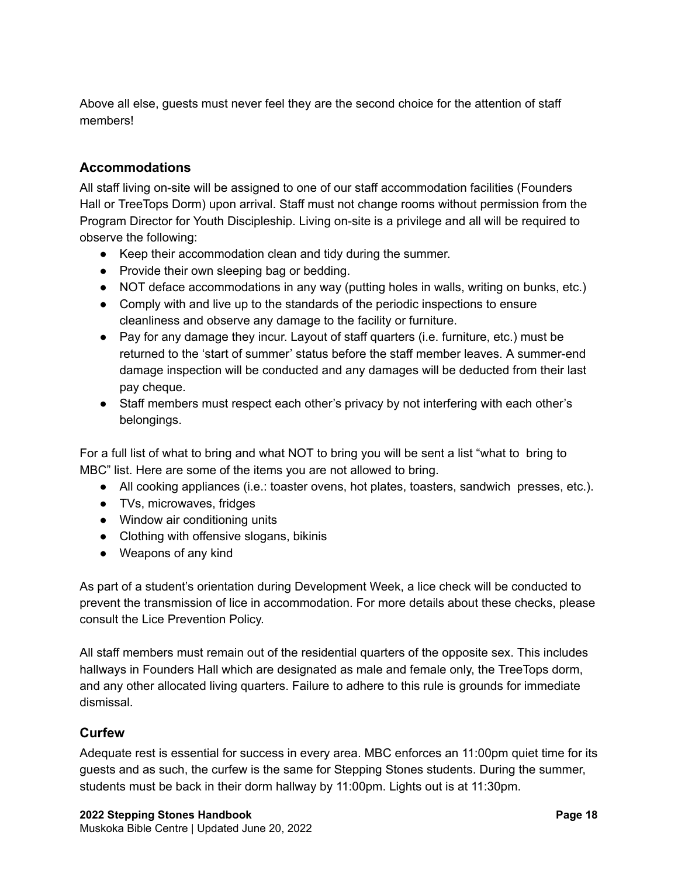Above all else, guests must never feel they are the second choice for the attention of staff members!

## Accommodations

All staff living on-site will be assigned to one of our staff accommodation facilities (Founders Hall or TreeTops Dorm) upon arrival. Staff must not change rooms without permission from the Program Director for Youth Discipleship. Living on-site is a privilege and all will be required to observe the following:

- Keep their accommodation clean and tidy during the summer.
- Provide their own sleeping bag or bedding.
- NOT deface accommodations in any way (putting holes in walls, writing on bunks, etc.)
- Comply with and live up to the standards of the periodic inspections to ensure cleanliness and observe any damage to the facility or furniture.
- Pay for any damage they incur. Layout of staff quarters (i.e. furniture, etc.) must be returned to the 'start of summer' status before the staff member leaves. A summer-end damage inspection will be conducted and any damages will be deducted from their last pay cheque.
- Staff members must respect each other's privacy by not interfering with each other's belongings.

For a full list of what to bring and what NOT to bring you will be sent a list "what to bring to MBC" list. Here are some of the items you are not allowed to bring.

- All cooking appliances (i.e.: toaster ovens, hot plates, toasters, sandwich presses, etc.).
- TVs, microwaves, fridges
- Window air conditioning units
- Clothing with offensive slogans, bikinis
- Weapons of any kind

As part of a student's orientation during Development Week, a lice check will be conducted to prevent the transmission of lice in accommodation. For more details about these checks, please consult the Lice Prevention Policy.

All staff members must remain out of the residential quarters of the opposite sex. This includes hallways in Founders Hall which are designated as male and female only, the TreeTops dorm, and any other allocated living quarters. Failure to adhere to this rule is grounds for immediate dismissal.

## Curfew

Adequate rest is essential for success in every area. MBC enforces an 11:00pm quiet time for its guests and as such, the curfew is the same for Stepping Stones students. During the summer, students must be back in their dorm hallway by 11:00pm. Lights out is at 11:30pm.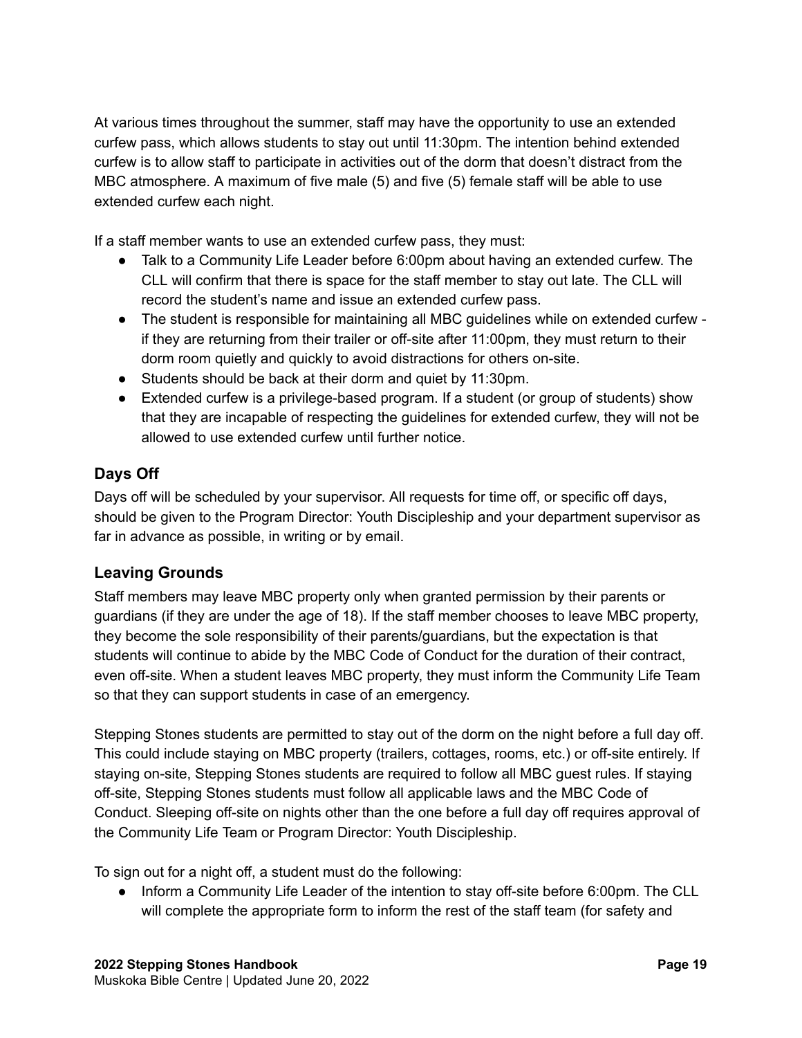At various times throughout the summer, staff may have the opportunity to use an extended curfew pass, which allows students to stay out until 11:30pm. The intention behind extended curfew is to allow staff to participate in activities out of the dorm that doesn't distract from the MBC atmosphere. A maximum of five male (5) and five (5) female staff will be able to use extended curfew each night.

If a staff member wants to use an extended curfew pass, they must:

- Talk to a Community Life Leader before 6:00pm about having an extended curfew. The CLL will confirm that there is space for the staff member to stay out late. The CLL will record the student's name and issue an extended curfew pass.
- The student is responsible for maintaining all MBC guidelines while on extended curfew - if they are returning from their trailer or off-site after 11:00pm, they must return to their dorm room quietly and quickly to avoid distractions for others on-site.
- Students should be back at their dorm and quiet by 11:30pm.
- Extended curfew is a privilege-based program. If a student (or group of students) show that they are incapable of respecting the guidelines for extended curfew, they will not be allowed to use extended curfew until further notice.

### Days Off

Days off will be scheduled by your supervisor. All requests for time off, or specific off days, should be given to the Program Director: Youth Discipleship and your department supervisor as far in advance as possible, in writing or by email.

### Leaving Grounds

Staff members may leave MBC property only when granted permission by their parents or guardians (if they are under the age of 18). If the staff member chooses to leave MBC property, they become the sole responsibility of their parents/guardians, but the expectation is that students will continue to abide by the MBC Code of Conduct for the duration of their contract, even off-site. When a student leaves MBC property, they must inform the Community Life Team so that they can support students in case of an emergency.

Stepping Stones students are permitted to stay out of the dorm on the night before a full day off. This could include staying on MBC property (trailers, cottages, rooms, etc.) or off-site entirely. If staying on-site, Stepping Stones students are required to follow all MBC guest rules. If staying off-site, Stepping Stones students must follow all applicable laws and the MBC Code of Conduct. Sleeping off-site on nights other than the one before a full day off requires approval of the Community Life Team or Program Director: Youth Discipleship.

To sign out for a night off, a student must do the following:

- Inform a Community Life Leader of the intention to stay off-site before 6:00pm. The CLL will complete the appropriate form to inform the rest of the staff team (for safety and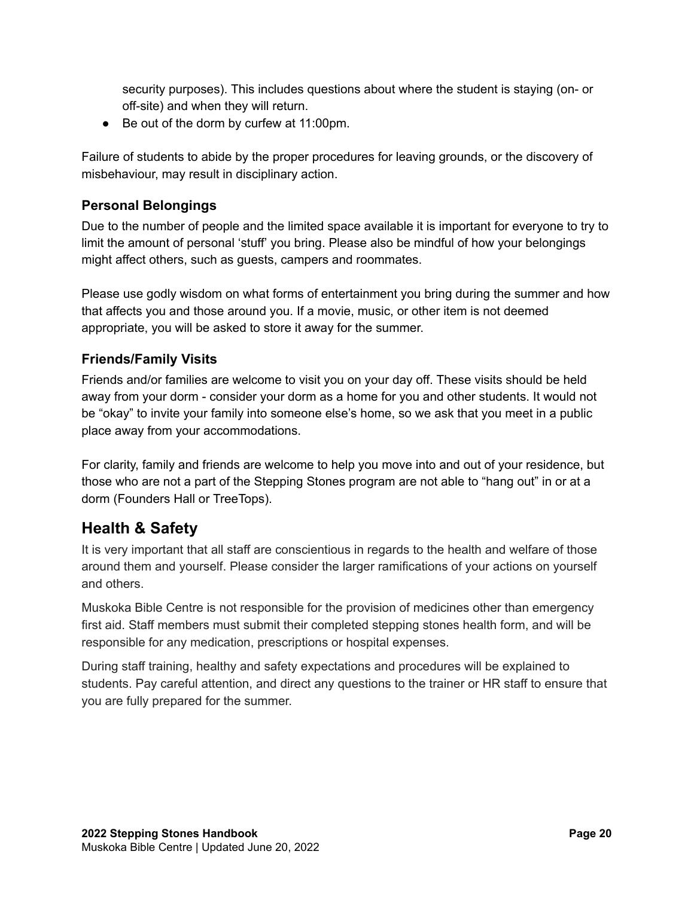security purposes). This includes questions about where the student is staying (on- or off-site) and when they will return.

- Be out of the dorm by curfew at 11:00pm.

Failure of students to abide by the proper procedures for leaving grounds, or the discovery of misbehaviour, may result in disciplinary action.

### Personal Belongings

Due to the number of people and the limited space available it is important for everyone to try to limit the amount of personal 'stuff' you bring. Please also be mindful of how your belongings might affect others, such as guests, campers and roommates.

Please use godly wisdom on what forms of entertainment you bring during the summer and how that affects you and those around you. If a movie, music, or other item is not deemed appropriate, you will be asked to store it away for the summer.

### Friends/Family Visits

Friends and/or families are welcome to visit you on your day off. These visits should be held away from your dorm - consider your dorm as a home for you and other students. It would not be "okay" to invite your family into someone else's home, so we ask that you meet in a public place away from your accommodations.

For clarity, family and friends are welcome to help you move into and out of your residence, but those who are not a part of the Stepping Stones program are not able to "hang out" in or at a dorm (Founders Hall or TreeTops).

## Health & Safety

It is very important that all staff are conscientious in regards to the health and welfare of those around them and yourself. Please consider the larger ramifications of your actions on yourself and others.

Muskoka Bible Centre is not responsible for the provision of medicines other than emergency first aid. Staff members must submit their completed stepping stones health form, and will be responsible for any medication, prescriptions or hospital expenses.

During staff training, healthy and safety expectations and procedures will be explained to students. Pay careful attention, and direct any questions to the trainer or HR staff to ensure that you are fully prepared for the summer.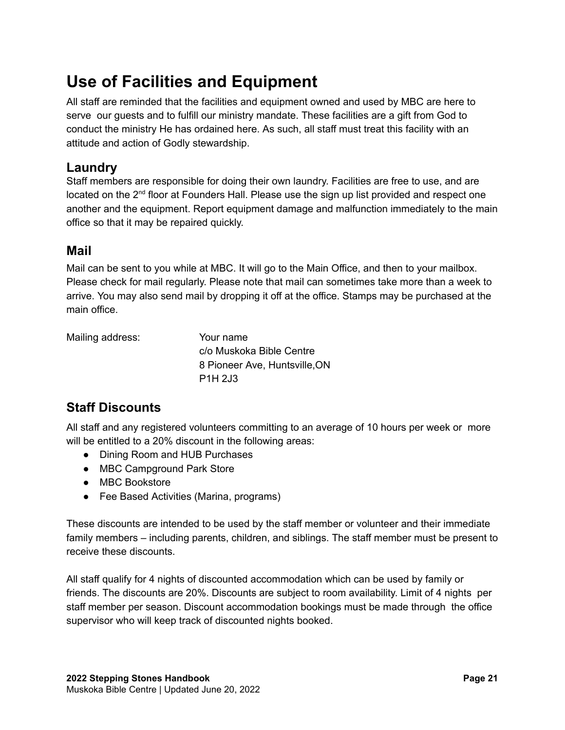# Use of Facilities and Equipment

All staff are reminded that the facilities and equipment owned and used by MBC are here to serve our guests and to fulfill our ministry mandate. These facilities are a gift from God to conduct the ministry He has ordained here. As such, all staff must treat this facility with an attitude and action of Godly stewardship.

## Laundry

Staff members are responsible for doing their own laundry. Facilities are free to use, and are located on the 2nd floor at Founders Hall. Please use the sign up list provided and respect one another and the equipment. Report equipment damage and malfunction immediately to the main office so that it may be repaired quickly.

## Mail

Mail can be sent to you while at MBC. It will go to the Main Office, and then to your mailbox. Please check for mail regularly. Please note that mail can sometimes take more than a week to arrive. You may also send mail by dropping it off at the office. Stamps may be purchased at the main office.

Mailing address:

Your name
c/o Muskoka Bible Centre
8 Pioneer Ave, Huntsville,ON
P1H 2J3

## Staff Discounts

All staff and any registered volunteers committing to an average of 10 hours per week or more will be entitled to a 20% discount in the following areas:

- Dining Room and HUB Purchases
- MBC Campground Park Store
- MBC Bookstore
- Fee Based Activities (Marina, programs)

These discounts are intended to be used by the staff member or volunteer and their immediate family members – including parents, children, and siblings. The staff member must be present to receive these discounts.

All staff qualify for 4 nights of discounted accommodation which can be used by family or friends. The discounts are 20%. Discounts are subject to room availability. Limit of 4 nights per staff member per season. Discount accommodation bookings must be made through the office supervisor who will keep track of discounted nights booked.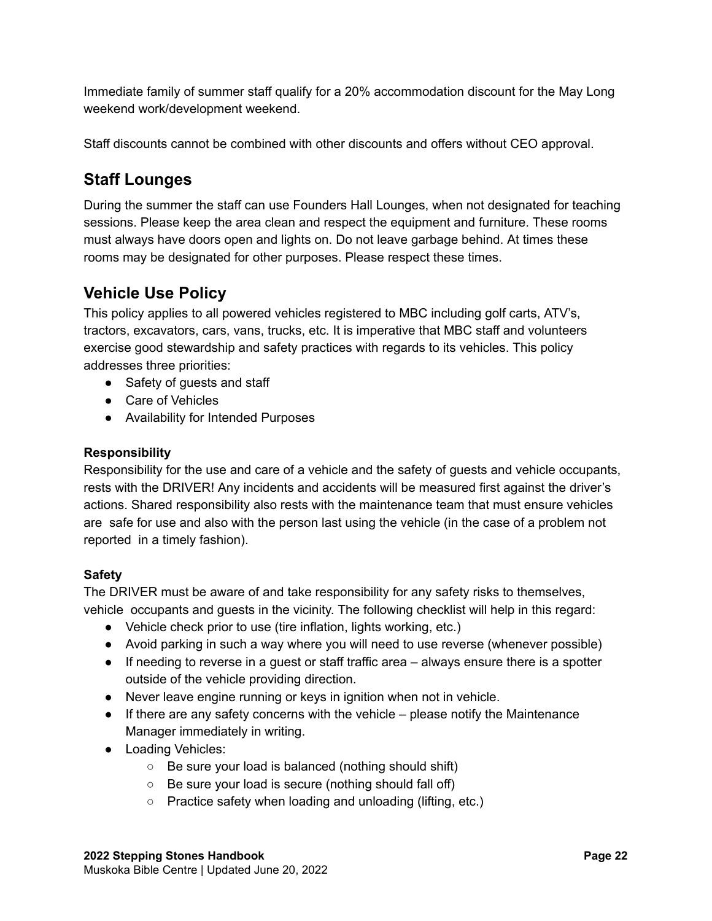Immediate family of summer staff qualify for a 20% accommodation discount for the May Long weekend work/development weekend.

Staff discounts cannot be combined with other discounts and offers without CEO approval.

## Staff Lounges

During the summer the staff can use Founders Hall Lounges, when not designated for teaching sessions. Please keep the area clean and respect the equipment and furniture. These rooms must always have doors open and lights on. Do not leave garbage behind. At times these rooms may be designated for other purposes. Please respect these times.

## Vehicle Use Policy

This policy applies to all powered vehicles registered to MBC including golf carts, ATV's, tractors, excavators, cars, vans, trucks, etc. It is imperative that MBC staff and volunteers exercise good stewardship and safety practices with regards to its vehicles. This policy addresses three priorities:

- Safety of guests and staff
- Care of Vehicles
- Availability for Intended Purposes

**Responsibility**

Responsibility for the use and care of a vehicle and the safety of guests and vehicle occupants, rests with the DRIVER! Any incidents and accidents will be measured first against the driver's actions. Shared responsibility also rests with the maintenance team that must ensure vehicles are safe for use and also with the person last using the vehicle (in the case of a problem not reported in a timely fashion).

**Safety**

The DRIVER must be aware of and take responsibility for any safety risks to themselves, vehicle occupants and guests in the vicinity. The following checklist will help in this regard:

- Vehicle check prior to use (tire inflation, lights working, etc.)
- Avoid parking in such a way where you will need to use reverse (whenever possible)
- If needing to reverse in a guest or staff traffic area – always ensure there is a spotter outside of the vehicle providing direction.
- Never leave engine running or keys in ignition when not in vehicle.
- If there are any safety concerns with the vehicle – please notify the Maintenance Manager immediately in writing.
- Loading Vehicles:
    - Be sure your load is balanced (nothing should shift)
    - Be sure your load is secure (nothing should fall off)
    - Practice safety when loading and unloading (lifting, etc.)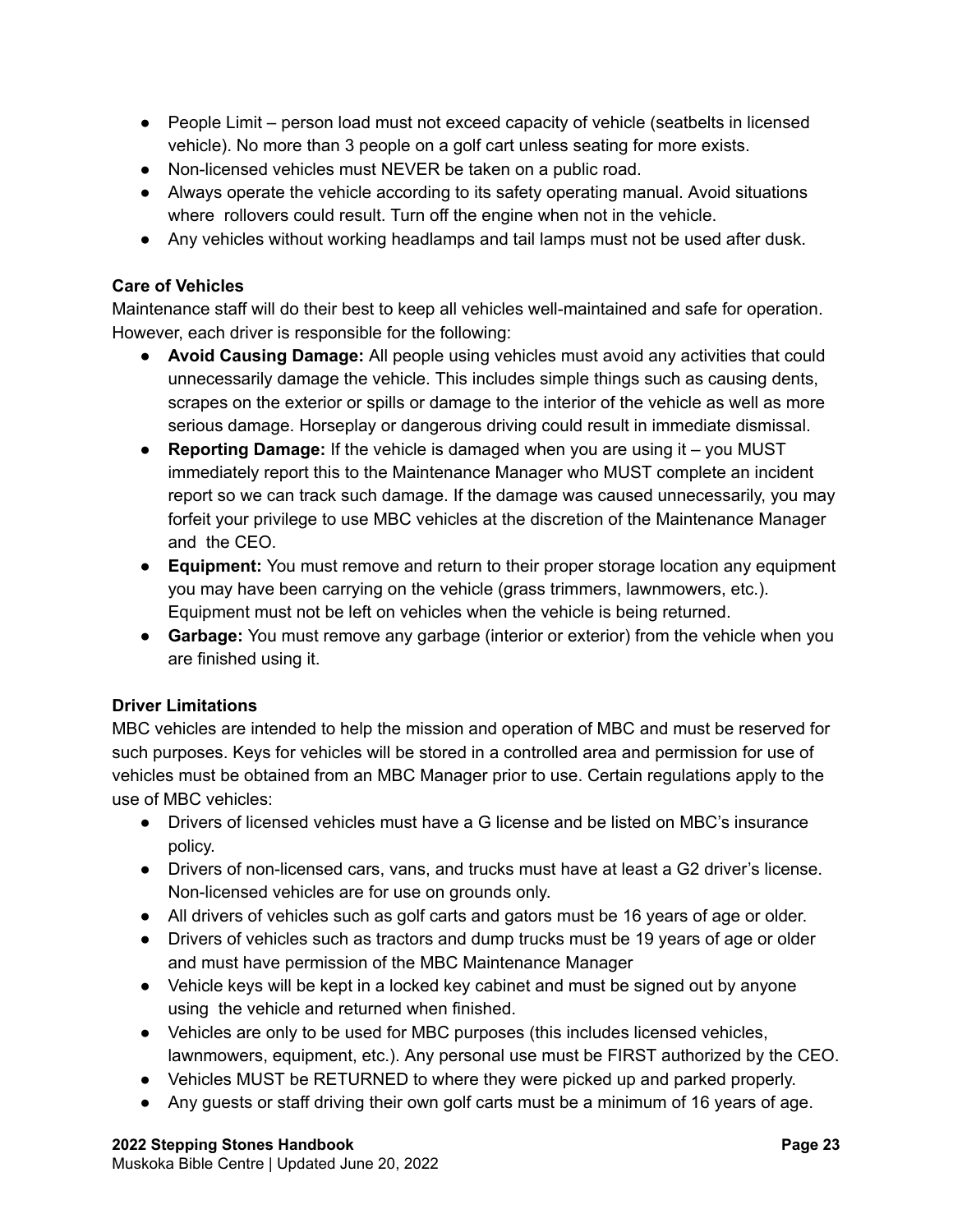- People Limit – person load must not exceed capacity of vehicle (seatbelts in licensed vehicle). No more than 3 people on a golf cart unless seating for more exists.
- Non-licensed vehicles must NEVER be taken on a public road.
- Always operate the vehicle according to its safety operating manual. Avoid situations where rollovers could result. Turn off the engine when not in the vehicle.
- Any vehicles without working headlamps and tail lamps must not be used after dusk.

**Care of Vehicles**

Maintenance staff will do their best to keep all vehicles well-maintained and safe for operation. However, each driver is responsible for the following:

- **Avoid Causing Damage:** All people using vehicles must avoid any activities that could unnecessarily damage the vehicle. This includes simple things such as causing dents, scrapes on the exterior or spills or damage to the interior of the vehicle as well as more serious damage. Horseplay or dangerous driving could result in immediate dismissal.
- **Reporting Damage:** If the vehicle is damaged when you are using it – you MUST immediately report this to the Maintenance Manager who MUST complete an incident report so we can track such damage. If the damage was caused unnecessarily, you may forfeit your privilege to use MBC vehicles at the discretion of the Maintenance Manager and the CEO.
- **Equipment:** You must remove and return to their proper storage location any equipment you may have been carrying on the vehicle (grass trimmers, lawnmowers, etc.). Equipment must not be left on vehicles when the vehicle is being returned.
- **Garbage:** You must remove any garbage (interior or exterior) from the vehicle when you are finished using it.

**Driver Limitations**

MBC vehicles are intended to help the mission and operation of MBC and must be reserved for such purposes. Keys for vehicles will be stored in a controlled area and permission for use of vehicles must be obtained from an MBC Manager prior to use. Certain regulations apply to the use of MBC vehicles:

- Drivers of licensed vehicles must have a G license and be listed on MBC's insurance policy.
- Drivers of non-licensed cars, vans, and trucks must have at least a G2 driver's license. Non-licensed vehicles are for use on grounds only.
- All drivers of vehicles such as golf carts and gators must be 16 years of age or older.
- Drivers of vehicles such as tractors and dump trucks must be 19 years of age or older and must have permission of the MBC Maintenance Manager
- Vehicle keys will be kept in a locked key cabinet and must be signed out by anyone using the vehicle and returned when finished.
- Vehicles are only to be used for MBC purposes (this includes licensed vehicles, lawnmowers, equipment, etc.). Any personal use must be FIRST authorized by the CEO.
- Vehicles MUST be RETURNED to where they were picked up and parked properly.
- Any guests or staff driving their own golf carts must be a minimum of 16 years of age.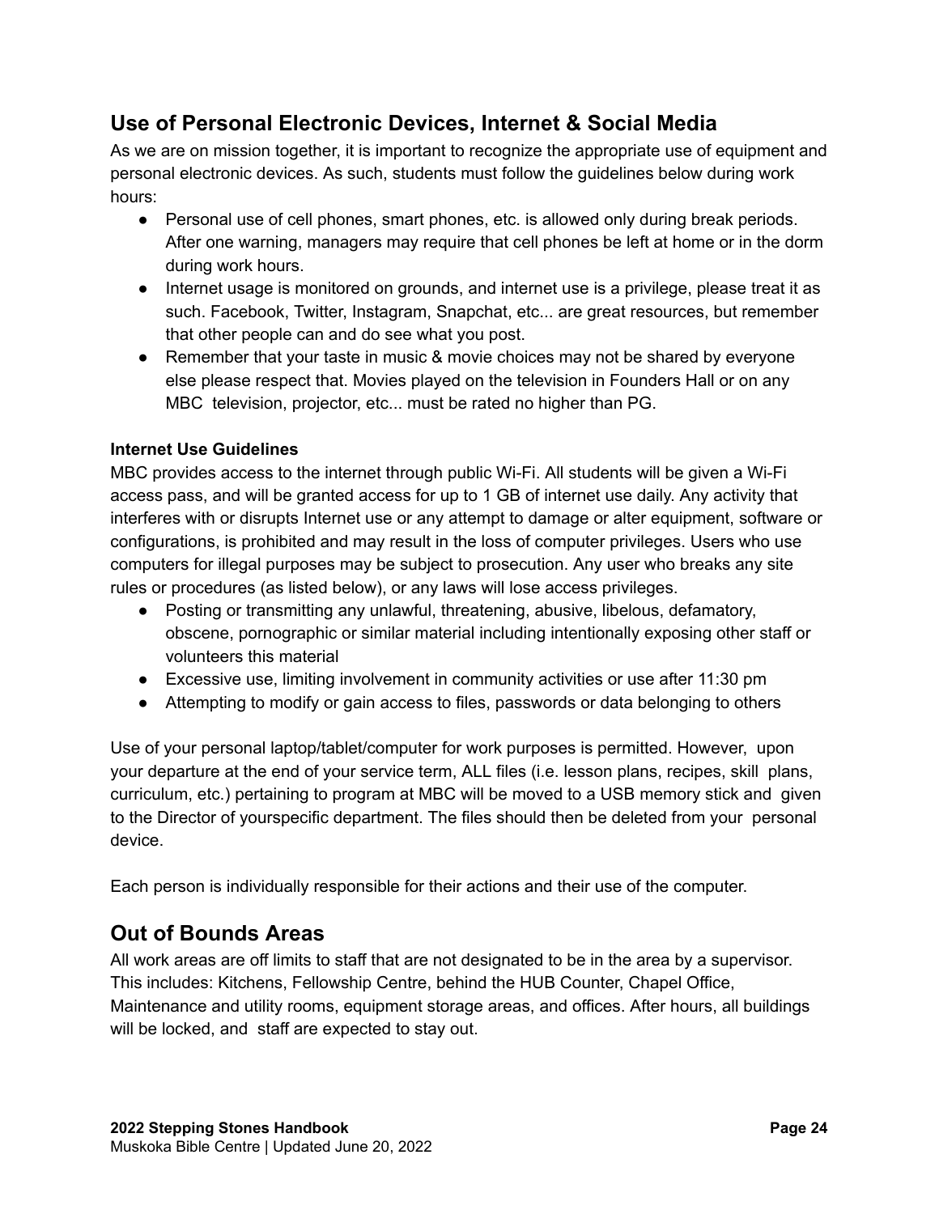## Use of Personal Electronic Devices, Internet & Social Media

As we are on mission together, it is important to recognize the appropriate use of equipment and personal electronic devices. As such, students must follow the guidelines below during work hours:

- Personal use of cell phones, smart phones, etc. is allowed only during break periods. After one warning, managers may require that cell phones be left at home or in the dorm during work hours.
- Internet usage is monitored on grounds, and internet use is a privilege, please treat it as such. Facebook, Twitter, Instagram, Snapchat, etc... are great resources, but remember that other people can and do see what you post.
- Remember that your taste in music & movie choices may not be shared by everyone else please respect that. Movies played on the television in Founders Hall or on any MBC television, projector, etc... must be rated no higher than PG.

**Internet Use Guidelines**

MBC provides access to the internet through public Wi-Fi. All students will be given a Wi-Fi access pass, and will be granted access for up to 1 GB of internet use daily. Any activity that interferes with or disrupts Internet use or any attempt to damage or alter equipment, software or configurations, is prohibited and may result in the loss of computer privileges. Users who use computers for illegal purposes may be subject to prosecution. Any user who breaks any site rules or procedures (as listed below), or any laws will lose access privileges.

- Posting or transmitting any unlawful, threatening, abusive, libelous, defamatory, obscene, pornographic or similar material including intentionally exposing other staff or volunteers this material
- Excessive use, limiting involvement in community activities or use after 11:30 pm
- Attempting to modify or gain access to files, passwords or data belonging to others

Use of your personal laptop/tablet/computer for work purposes is permitted. However, upon your departure at the end of your service term, ALL files (i.e. lesson plans, recipes, skill plans, curriculum, etc.) pertaining to program at MBC will be moved to a USB memory stick and given to the Director of yourspecific department. The files should then be deleted from your personal device.

Each person is individually responsible for their actions and their use of the computer.

## Out of Bounds Areas

All work areas are off limits to staff that are not designated to be in the area by a supervisor. This includes: Kitchens, Fellowship Centre, behind the HUB Counter, Chapel Office, Maintenance and utility rooms, equipment storage areas, and offices. After hours, all buildings will be locked, and staff are expected to stay out.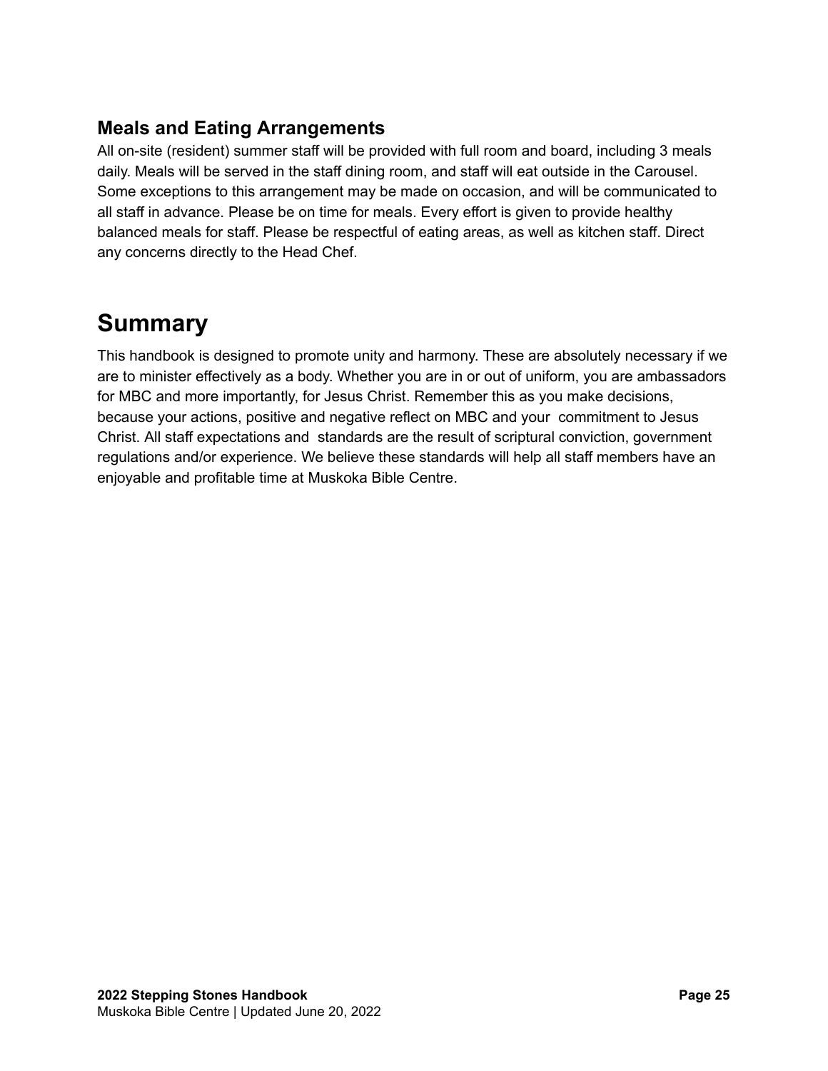### Meals and Eating Arrangements

All on-site (resident) summer staff will be provided with full room and board, including 3 meals daily. Meals will be served in the staff dining room, and staff will eat outside in the Carousel. Some exceptions to this arrangement may be made on occasion, and will be communicated to all staff in advance. Please be on time for meals. Every effort is given to provide healthy balanced meals for staff. Please be respectful of eating areas, as well as kitchen staff. Direct any concerns directly to the Head Chef.

## Summary

This handbook is designed to promote unity and harmony. These are absolutely necessary if we are to minister effectively as a body. Whether you are in or out of uniform, you are ambassadors for MBC and more importantly, for Jesus Christ. Remember this as you make decisions, because your actions, positive and negative reflect on MBC and your commitment to Jesus Christ. All staff expectations and standards are the result of scriptural conviction, government regulations and/or experience. We believe these standards will help all staff members have an enjoyable and profitable time at Muskoka Bible Centre.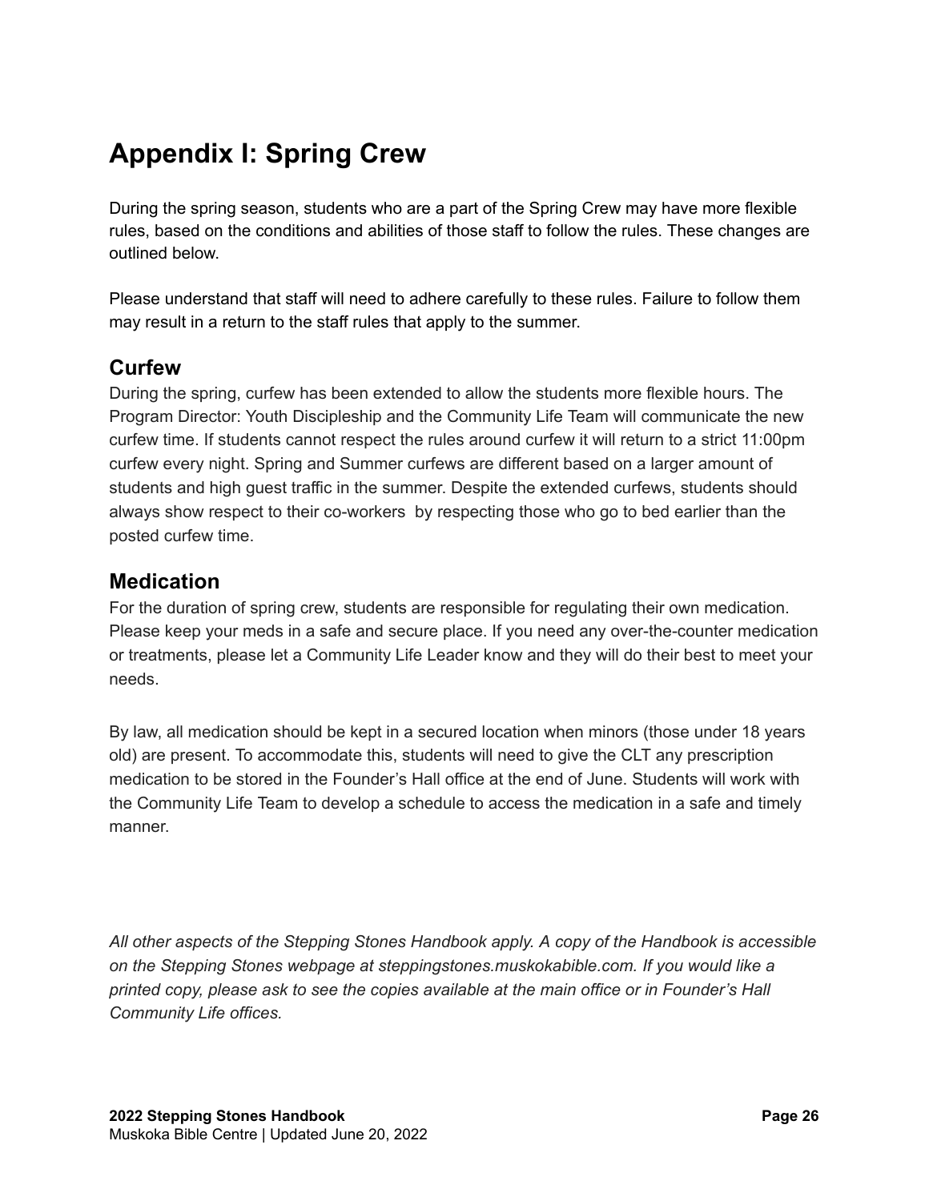# Appendix I: Spring Crew

During the spring season, students who are a part of the Spring Crew may have more flexible rules, based on the conditions and abilities of those staff to follow the rules. These changes are outlined below.

Please understand that staff will need to adhere carefully to these rules. Failure to follow them may result in a return to the staff rules that apply to the summer.

## Curfew

During the spring, curfew has been extended to allow the students more flexible hours. The Program Director: Youth Discipleship and the Community Life Team will communicate the new curfew time. If students cannot respect the rules around curfew it will return to a strict 11:00pm curfew every night. Spring and Summer curfews are different based on a larger amount of students and high guest traffic in the summer. Despite the extended curfews, students should always show respect to their co-workers by respecting those who go to bed earlier than the posted curfew time.

## Medication

For the duration of spring crew, students are responsible for regulating their own medication. Please keep your meds in a safe and secure place. If you need any over-the-counter medication or treatments, please let a Community Life Leader know and they will do their best to meet your needs.

By law, all medication should be kept in a secured location when minors (those under 18 years old) are present. To accommodate this, students will need to give the CLT any prescription medication to be stored in the Founder's Hall office at the end of June. Students will work with the Community Life Team to develop a schedule to access the medication in a safe and timely manner.

*All other aspects of the Stepping Stones Handbook apply. A copy of the Handbook is accessible on the Stepping Stones webpage at steppingstones.muskokabible.com. If you would like a printed copy, please ask to see the copies available at the main office or in Founder's Hall Community Life offices.*